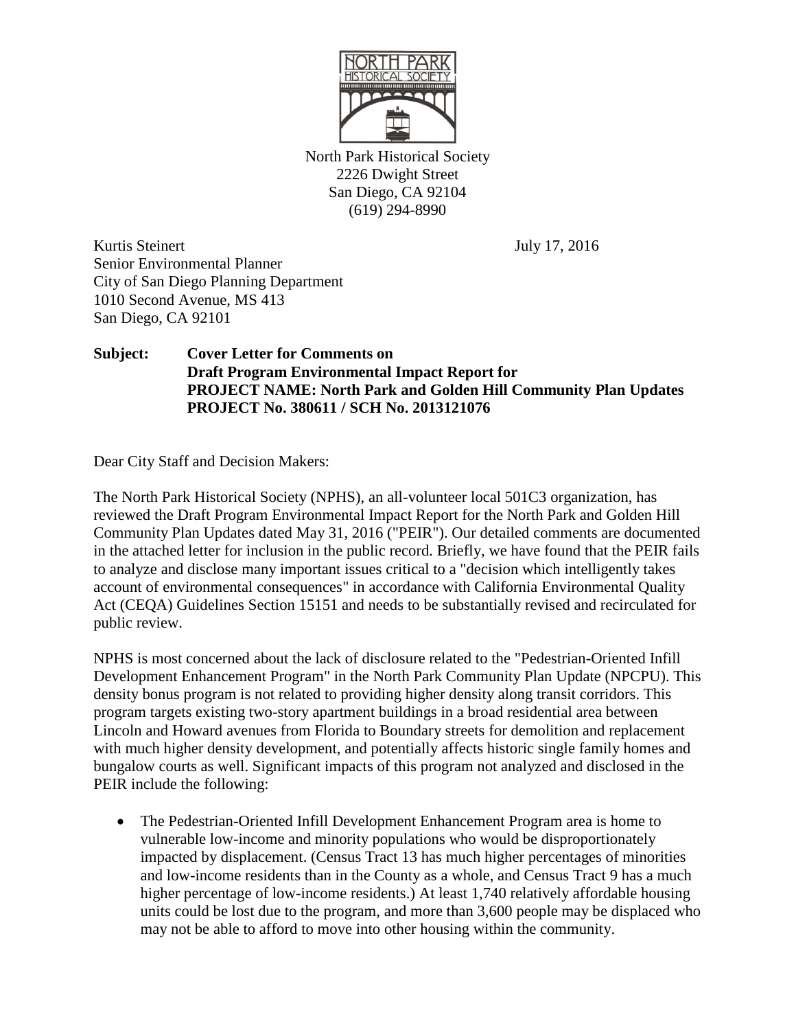North Park Historical Society
2226 Dwight Street
San Diego, CA 92104
(619) 294-8990

Kurtis Steinert
Senior Environmental Planner
City of San Diego Planning Department
1010 Second Avenue, MS 413
San Diego, CA 92101

July 17, 2016

**Subject: Cover Letter for Comments on Draft Program Environmental Impact Report for PROJECT NAME: North Park and Golden Hill Community Plan Updates PROJECT No. 380611 / SCH No. 2013121076**

Dear City Staff and Decision Makers:

The North Park Historical Society (NPHS), an all-volunteer local 501C3 organization, has reviewed the Draft Program Environmental Impact Report for the North Park and Golden Hill Community Plan Updates dated May 31, 2016 ("PEIR"). Our detailed comments are documented in the attached letter for inclusion in the public record. Briefly, we have found that the PEIR fails to analyze and disclose many important issues critical to a "decision which intelligently takes account of environmental consequences" in accordance with California Environmental Quality Act (CEQA) Guidelines Section 15151 and needs to be substantially revised and recirculated for public review.

NPHS is most concerned about the lack of disclosure related to the "Pedestrian-Oriented Infill Development Enhancement Program" in the North Park Community Plan Update (NPCPU). This density bonus program is not related to providing higher density along transit corridors. This program targets existing two-story apartment buildings in a broad residential area between Lincoln and Howard avenues from Florida to Boundary streets for demolition and replacement with much higher density development, and potentially affects historic single family homes and bungalow courts as well. Significant impacts of this program not analyzed and disclosed in the PEIR include the following:

- The Pedestrian-Oriented Infill Development Enhancement Program area is home to vulnerable low-income and minority populations who would be disproportionately impacted by displacement. (Census Tract 13 has much higher percentages of minorities and low-income residents than in the County as a whole, and Census Tract 9 has a much higher percentage of low-income residents.) At least 1,740 relatively affordable housing units could be lost due to the program, and more than 3,600 people may be displaced who may not be able to afford to move into other housing within the community.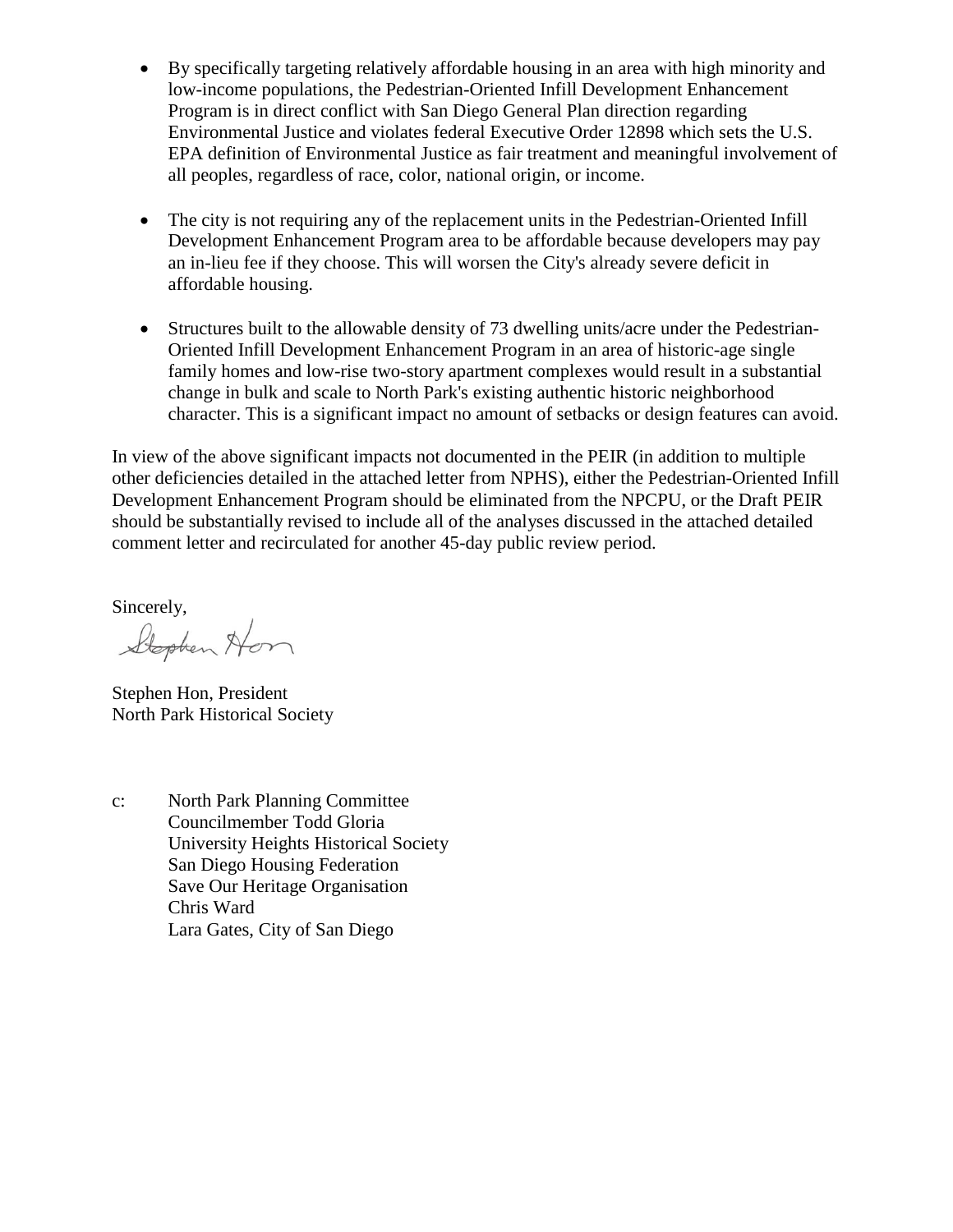- By specifically targeting relatively affordable housing in an area with high minority and low-income populations, the Pedestrian-Oriented Infill Development Enhancement Program is in direct conflict with San Diego General Plan direction regarding Environmental Justice and violates federal Executive Order 12898 which sets the U.S. EPA definition of Environmental Justice as fair treatment and meaningful involvement of all peoples, regardless of race, color, national origin, or income.

- The city is not requiring any of the replacement units in the Pedestrian-Oriented Infill Development Enhancement Program area to be affordable because developers may pay an in-lieu fee if they choose. This will worsen the City's already severe deficit in affordable housing.

- Structures built to the allowable density of 73 dwelling units/acre under the Pedestrian-Oriented Infill Development Enhancement Program in an area of historic-age single family homes and low-rise two-story apartment complexes would result in a substantial change in bulk and scale to North Park's existing authentic historic neighborhood character. This is a significant impact no amount of setbacks or design features can avoid.

In view of the above significant impacts not documented in the PEIR (in addition to multiple other deficiencies detailed in the attached letter from NPHS), either the Pedestrian-Oriented Infill Development Enhancement Program should be eliminated from the NPCPU, or the Draft PEIR should be substantially revised to include all of the analyses discussed in the attached detailed comment letter and recirculated for another 45-day public review period.

Sincerely,

Stephen Hon

Stephen Hon, President
North Park Historical Society

c: North Park Planning Committee
Councilmember Todd Gloria
University Heights Historical Society
San Diego Housing Federation
Save Our Heritage Organisation
Chris Ward
Lara Gates, City of San Diego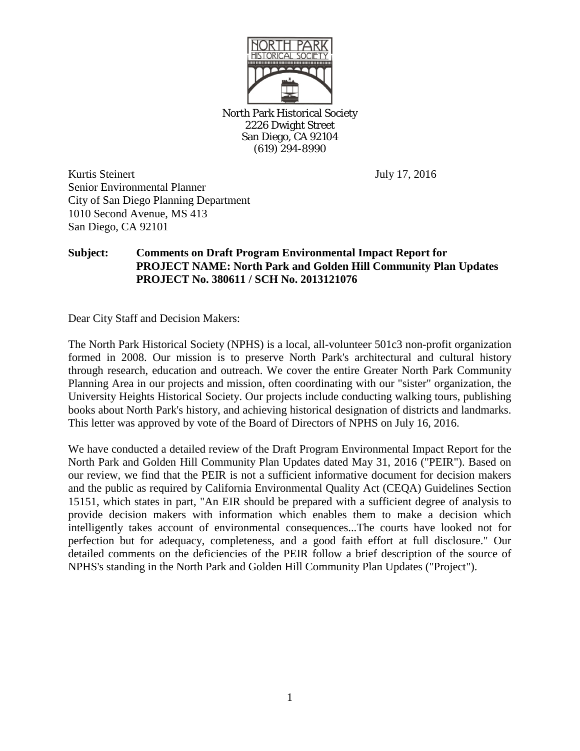North Park Historical Society
2226 Dwight Street
San Diego, CA 92104
(619) 294-8990

Kurtis Steinert
Senior Environmental Planner
City of San Diego Planning Department
1010 Second Avenue, MS 413
San Diego, CA 92101

July 17, 2016

**Subject: Comments on Draft Program Environmental Impact Report for PROJECT NAME: North Park and Golden Hill Community Plan Updates PROJECT No. 380611 / SCH No. 2013121076**

Dear City Staff and Decision Makers:

The North Park Historical Society (NPHS) is a local, all-volunteer 501c3 non-profit organization formed in 2008. Our mission is to preserve North Park's architectural and cultural history through research, education and outreach. We cover the entire Greater North Park Community Planning Area in our projects and mission, often coordinating with our "sister" organization, the University Heights Historical Society. Our projects include conducting walking tours, publishing books about North Park's history, and achieving historical designation of districts and landmarks. This letter was approved by vote of the Board of Directors of NPHS on July 16, 2016.

We have conducted a detailed review of the Draft Program Environmental Impact Report for the North Park and Golden Hill Community Plan Updates dated May 31, 2016 ("PEIR"). Based on our review, we find that the PEIR is not a sufficient informative document for decision makers and the public as required by California Environmental Quality Act (CEQA) Guidelines Section 15151, which states in part, "An EIR should be prepared with a sufficient degree of analysis to provide decision makers with information which enables them to make a decision which intelligently takes account of environmental consequences...The courts have looked not for perfection but for adequacy, completeness, and a good faith effort at full disclosure." Our detailed comments on the deficiencies of the PEIR follow a brief description of the source of NPHS's standing in the North Park and Golden Hill Community Plan Updates ("Project").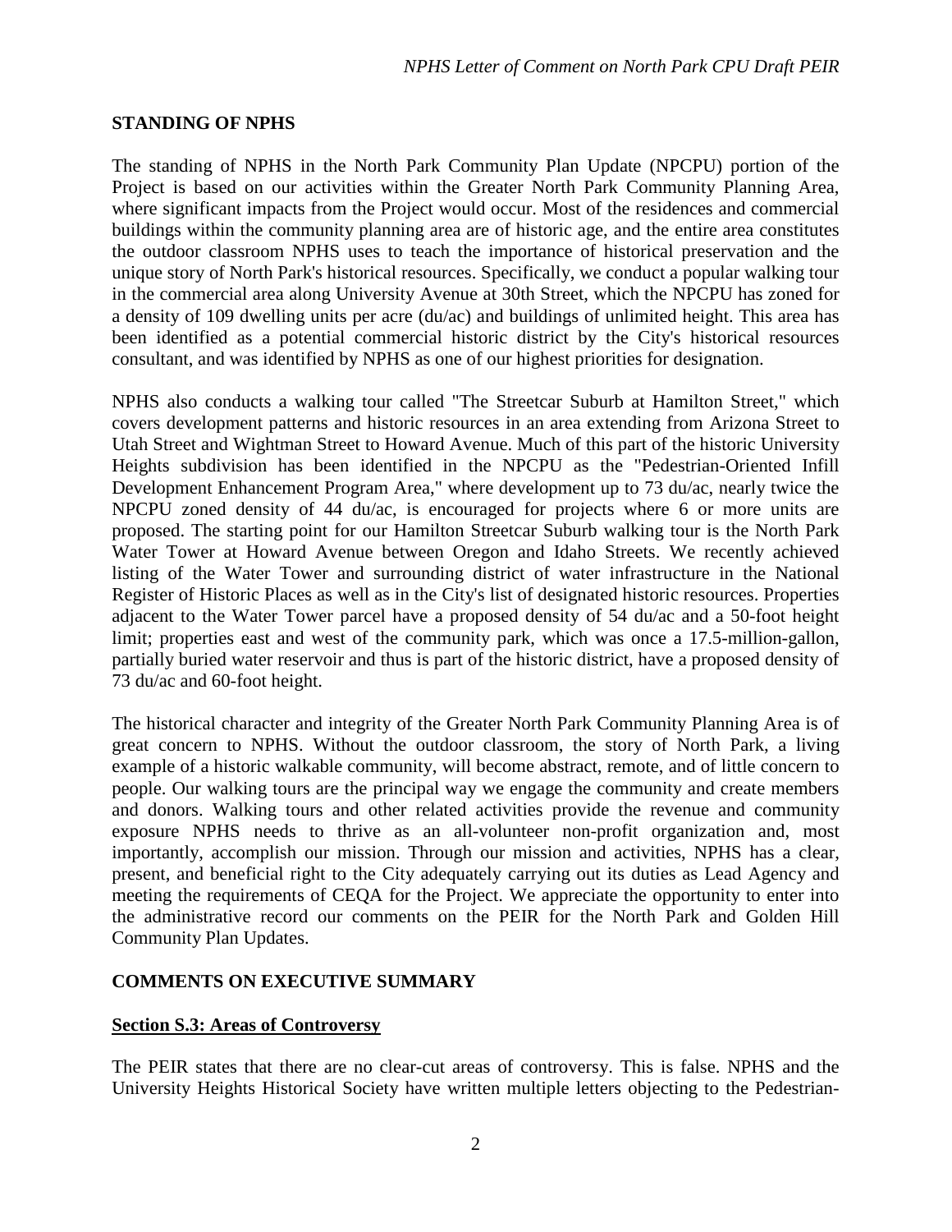## STANDING OF NPHS

The standing of NPHS in the North Park Community Plan Update (NPCPU) portion of the Project is based on our activities within the Greater North Park Community Planning Area, where significant impacts from the Project would occur. Most of the residences and commercial buildings within the community planning area are of historic age, and the entire area constitutes the outdoor classroom NPHS uses to teach the importance of historical preservation and the unique story of North Park's historical resources. Specifically, we conduct a popular walking tour in the commercial area along University Avenue at 30th Street, which the NPCPU has zoned for a density of 109 dwelling units per acre (du/ac) and buildings of unlimited height. This area has been identified as a potential commercial historic district by the City's historical resources consultant, and was identified by NPHS as one of our highest priorities for designation.

NPHS also conducts a walking tour called "The Streetcar Suburb at Hamilton Street," which covers development patterns and historic resources in an area extending from Arizona Street to Utah Street and Wightman Street to Howard Avenue. Much of this part of the historic University Heights subdivision has been identified in the NPCPU as the "Pedestrian-Oriented Infill Development Enhancement Program Area," where development up to 73 du/ac, nearly twice the NPCPU zoned density of 44 du/ac, is encouraged for projects where 6 or more units are proposed. The starting point for our Hamilton Streetcar Suburb walking tour is the North Park Water Tower at Howard Avenue between Oregon and Idaho Streets. We recently achieved listing of the Water Tower and surrounding district of water infrastructure in the National Register of Historic Places as well as in the City's list of designated historic resources. Properties adjacent to the Water Tower parcel have a proposed density of 54 du/ac and a 50-foot height limit; properties east and west of the community park, which was once a 17.5-million-gallon, partially buried water reservoir and thus is part of the historic district, have a proposed density of 73 du/ac and 60-foot height.

The historical character and integrity of the Greater North Park Community Planning Area is of great concern to NPHS. Without the outdoor classroom, the story of North Park, a living example of a historic walkable community, will become abstract, remote, and of little concern to people. Our walking tours are the principal way we engage the community and create members and donors. Walking tours and other related activities provide the revenue and community exposure NPHS needs to thrive as an all-volunteer non-profit organization and, most importantly, accomplish our mission. Through our mission and activities, NPHS has a clear, present, and beneficial right to the City adequately carrying out its duties as Lead Agency and meeting the requirements of CEQA for the Project. We appreciate the opportunity to enter into the administrative record our comments on the PEIR for the North Park and Golden Hill Community Plan Updates.

## COMMENTS ON EXECUTIVE SUMMARY

### Section S.3: Areas of Controversy

The PEIR states that there are no clear-cut areas of controversy. This is false. NPHS and the University Heights Historical Society have written multiple letters objecting to the Pedestrian-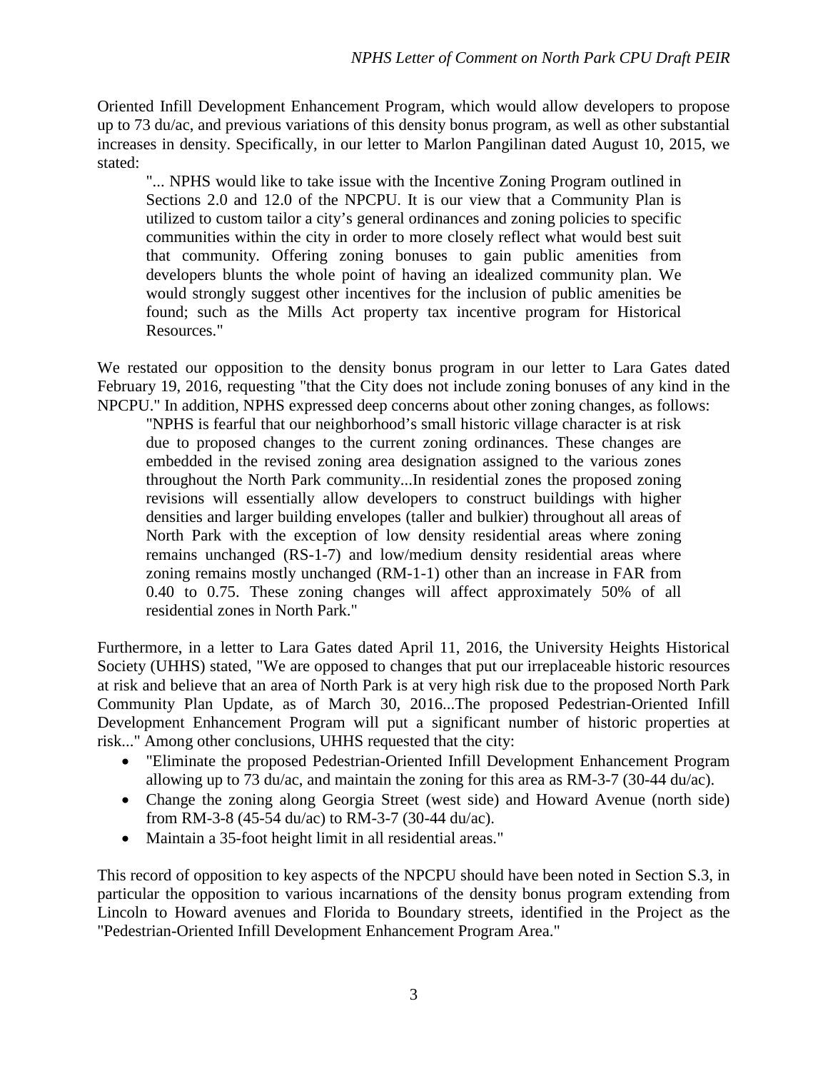Oriented Infill Development Enhancement Program, which would allow developers to propose up to 73 du/ac, and previous variations of this density bonus program, as well as other substantial increases in density. Specifically, in our letter to Marlon Pangilinan dated August 10, 2015, we stated:

> "... NPHS would like to take issue with the Incentive Zoning Program outlined in Sections 2.0 and 12.0 of the NPCPU. It is our view that a Community Plan is utilized to custom tailor a city's general ordinances and zoning policies to specific communities within the city in order to more closely reflect what would best suit that community. Offering zoning bonuses to gain public amenities from developers blunts the whole point of having an idealized community plan. We would strongly suggest other incentives for the inclusion of public amenities be found; such as the Mills Act property tax incentive program for Historical Resources."

We restated our opposition to the density bonus program in our letter to Lara Gates dated February 19, 2016, requesting "that the City does not include zoning bonuses of any kind in the NPCPU." In addition, NPHS expressed deep concerns about other zoning changes, as follows:

> "NPHS is fearful that our neighborhood's small historic village character is at risk due to proposed changes to the current zoning ordinances. These changes are embedded in the revised zoning area designation assigned to the various zones throughout the North Park community...In residential zones the proposed zoning revisions will essentially allow developers to construct buildings with higher densities and larger building envelopes (taller and bulkier) throughout all areas of North Park with the exception of low density residential areas where zoning remains unchanged (RS-1-7) and low/medium density residential areas where zoning remains mostly unchanged (RM-1-1) other than an increase in FAR from 0.40 to 0.75. These zoning changes will affect approximately 50% of all residential zones in North Park."

Furthermore, in a letter to Lara Gates dated April 11, 2016, the University Heights Historical Society (UHHS) stated, "We are opposed to changes that put our irreplaceable historic resources at risk and believe that an area of North Park is at very high risk due to the proposed North Park Community Plan Update, as of March 30, 2016...The proposed Pedestrian-Oriented Infill Development Enhancement Program will put a significant number of historic properties at risk..." Among other conclusions, UHHS requested that the city:

- "Eliminate the proposed Pedestrian-Oriented Infill Development Enhancement Program allowing up to 73 du/ac, and maintain the zoning for this area as RM-3-7 (30-44 du/ac).
- Change the zoning along Georgia Street (west side) and Howard Avenue (north side) from RM-3-8 (45-54 du/ac) to RM-3-7 (30-44 du/ac).
- Maintain a 35-foot height limit in all residential areas."

This record of opposition to key aspects of the NPCPU should have been noted in Section S.3, in particular the opposition to various incarnations of the density bonus program extending from Lincoln to Howard avenues and Florida to Boundary streets, identified in the Project as the "Pedestrian-Oriented Infill Development Enhancement Program Area."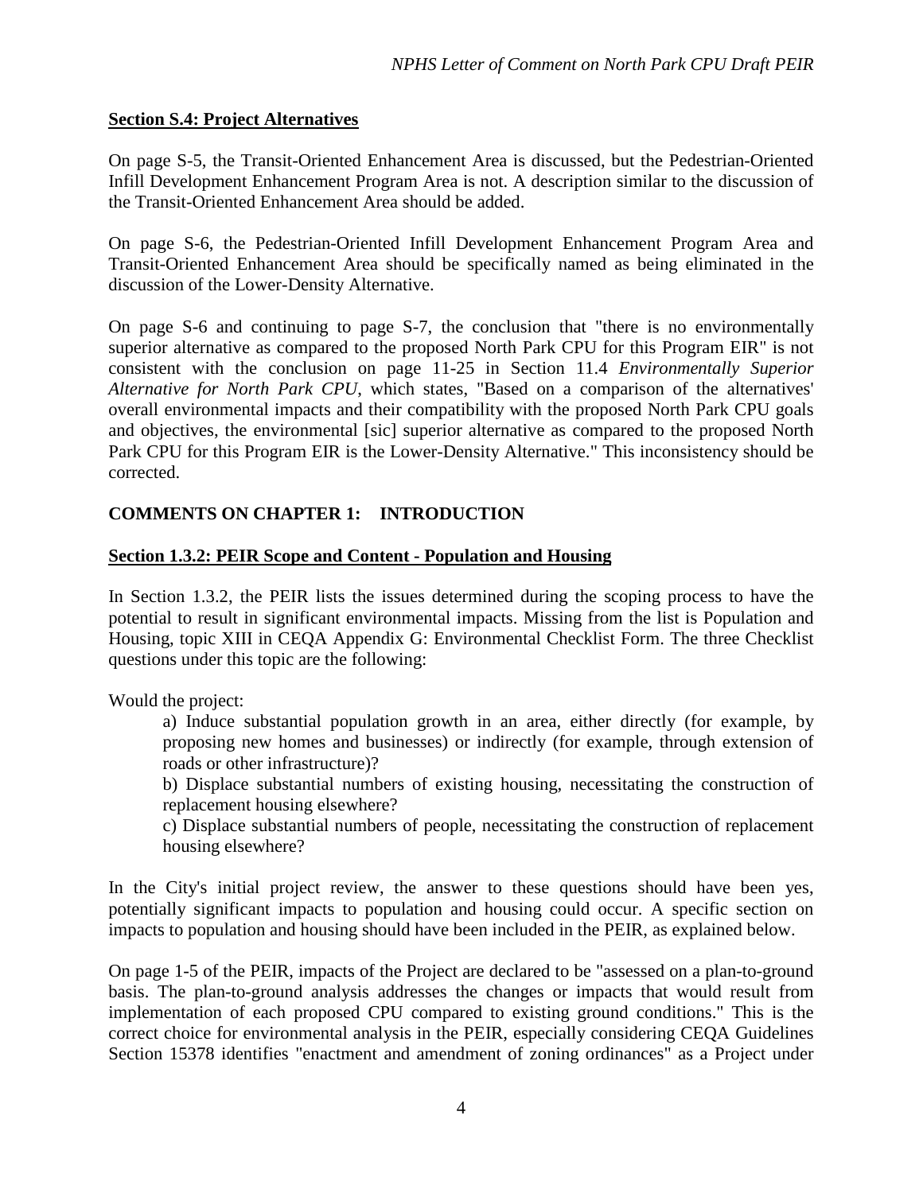**Section S.4: Project Alternatives**

On page S-5, the Transit-Oriented Enhancement Area is discussed, but the Pedestrian-Oriented Infill Development Enhancement Program Area is not. A description similar to the discussion of the Transit-Oriented Enhancement Area should be added.

On page S-6, the Pedestrian-Oriented Infill Development Enhancement Program Area and Transit-Oriented Enhancement Area should be specifically named as being eliminated in the discussion of the Lower-Density Alternative.

On page S-6 and continuing to page S-7, the conclusion that "there is no environmentally superior alternative as compared to the proposed North Park CPU for this Program EIR" is not consistent with the conclusion on page 11-25 in Section 11.4 *Environmentally Superior Alternative for North Park CPU*, which states, "Based on a comparison of the alternatives' overall environmental impacts and their compatibility with the proposed North Park CPU goals and objectives, the environmental [sic] superior alternative as compared to the proposed North Park CPU for this Program EIR is the Lower-Density Alternative." This inconsistency should be corrected.

## COMMENTS ON CHAPTER 1: INTRODUCTION

**Section 1.3.2: PEIR Scope and Content - Population and Housing**

In Section 1.3.2, the PEIR lists the issues determined during the scoping process to have the potential to result in significant environmental impacts. Missing from the list is Population and Housing, topic XIII in CEQA Appendix G: Environmental Checklist Form. The three Checklist questions under this topic are the following:

Would the project:

> a) Induce substantial population growth in an area, either directly (for example, by proposing new homes and businesses) or indirectly (for example, through extension of roads or other infrastructure)?
>
> b) Displace substantial numbers of existing housing, necessitating the construction of replacement housing elsewhere?
>
> c) Displace substantial numbers of people, necessitating the construction of replacement housing elsewhere?

In the City's initial project review, the answer to these questions should have been yes, potentially significant impacts to population and housing could occur. A specific section on impacts to population and housing should have been included in the PEIR, as explained below.

On page 1-5 of the PEIR, impacts of the Project are declared to be "assessed on a plan-to-ground basis. The plan-to-ground analysis addresses the changes or impacts that would result from implementation of each proposed CPU compared to existing ground conditions." This is the correct choice for environmental analysis in the PEIR, especially considering CEQA Guidelines Section 15378 identifies "enactment and amendment of zoning ordinances" as a Project under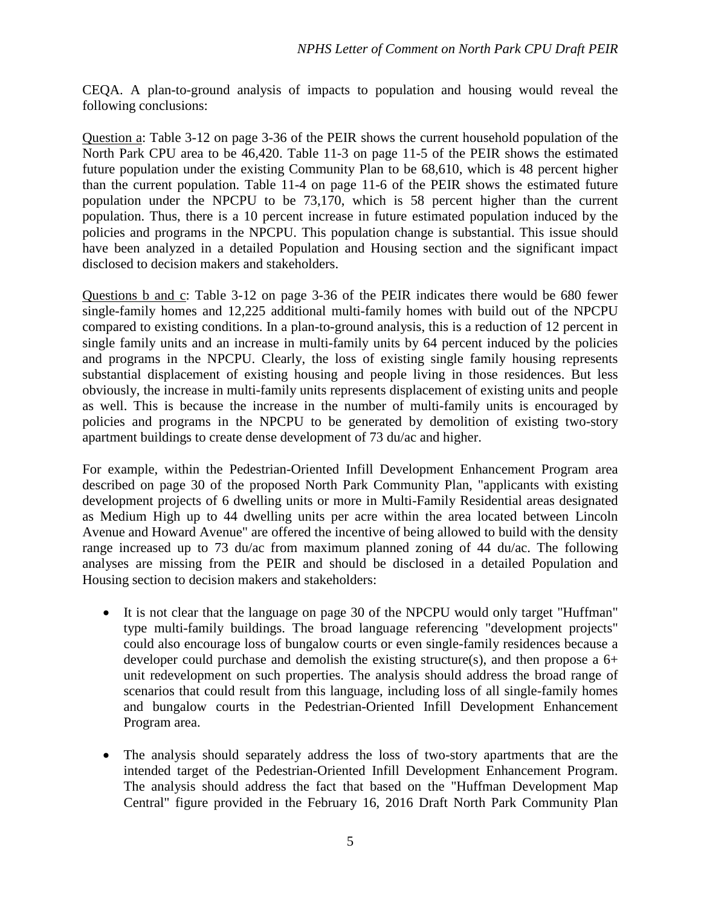CEQA. A plan-to-ground analysis of impacts to population and housing would reveal the following conclusions:

<u>Question a</u>: Table 3-12 on page 3-36 of the PEIR shows the current household population of the North Park CPU area to be 46,420. Table 11-3 on page 11-5 of the PEIR shows the estimated future population under the existing Community Plan to be 68,610, which is 48 percent higher than the current population. Table 11-4 on page 11-6 of the PEIR shows the estimated future population under the NPCPU to be 73,170, which is 58 percent higher than the current population. Thus, there is a 10 percent increase in future estimated population induced by the policies and programs in the NPCPU. This population change is substantial. This issue should have been analyzed in a detailed Population and Housing section and the significant impact disclosed to decision makers and stakeholders.

<u>Questions b and c</u>: Table 3-12 on page 3-36 of the PEIR indicates there would be 680 fewer single-family homes and 12,225 additional multi-family homes with build out of the NPCPU compared to existing conditions. In a plan-to-ground analysis, this is a reduction of 12 percent in single family units and an increase in multi-family units by 64 percent induced by the policies and programs in the NPCPU. Clearly, the loss of existing single family housing represents substantial displacement of existing housing and people living in those residences. But less obviously, the increase in multi-family units represents displacement of existing units and people as well. This is because the increase in the number of multi-family units is encouraged by policies and programs in the NPCPU to be generated by demolition of existing two-story apartment buildings to create dense development of 73 du/ac and higher.

For example, within the Pedestrian-Oriented Infill Development Enhancement Program area described on page 30 of the proposed North Park Community Plan, "applicants with existing development projects of 6 dwelling units or more in Multi-Family Residential areas designated as Medium High up to 44 dwelling units per acre within the area located between Lincoln Avenue and Howard Avenue" are offered the incentive of being allowed to build with the density range increased up to 73 du/ac from maximum planned zoning of 44 du/ac. The following analyses are missing from the PEIR and should be disclosed in a detailed Population and Housing section to decision makers and stakeholders:

- It is not clear that the language on page 30 of the NPCPU would only target "Huffman" type multi-family buildings. The broad language referencing "development projects" could also encourage loss of bungalow courts or even single-family residences because a developer could purchase and demolish the existing structure(s), and then propose a 6+ unit redevelopment on such properties. The analysis should address the broad range of scenarios that could result from this language, including loss of all single-family homes and bungalow courts in the Pedestrian-Oriented Infill Development Enhancement Program area.

- The analysis should separately address the loss of two-story apartments that are the intended target of the Pedestrian-Oriented Infill Development Enhancement Program. The analysis should address the fact that based on the "Huffman Development Map Central" figure provided in the February 16, 2016 Draft North Park Community Plan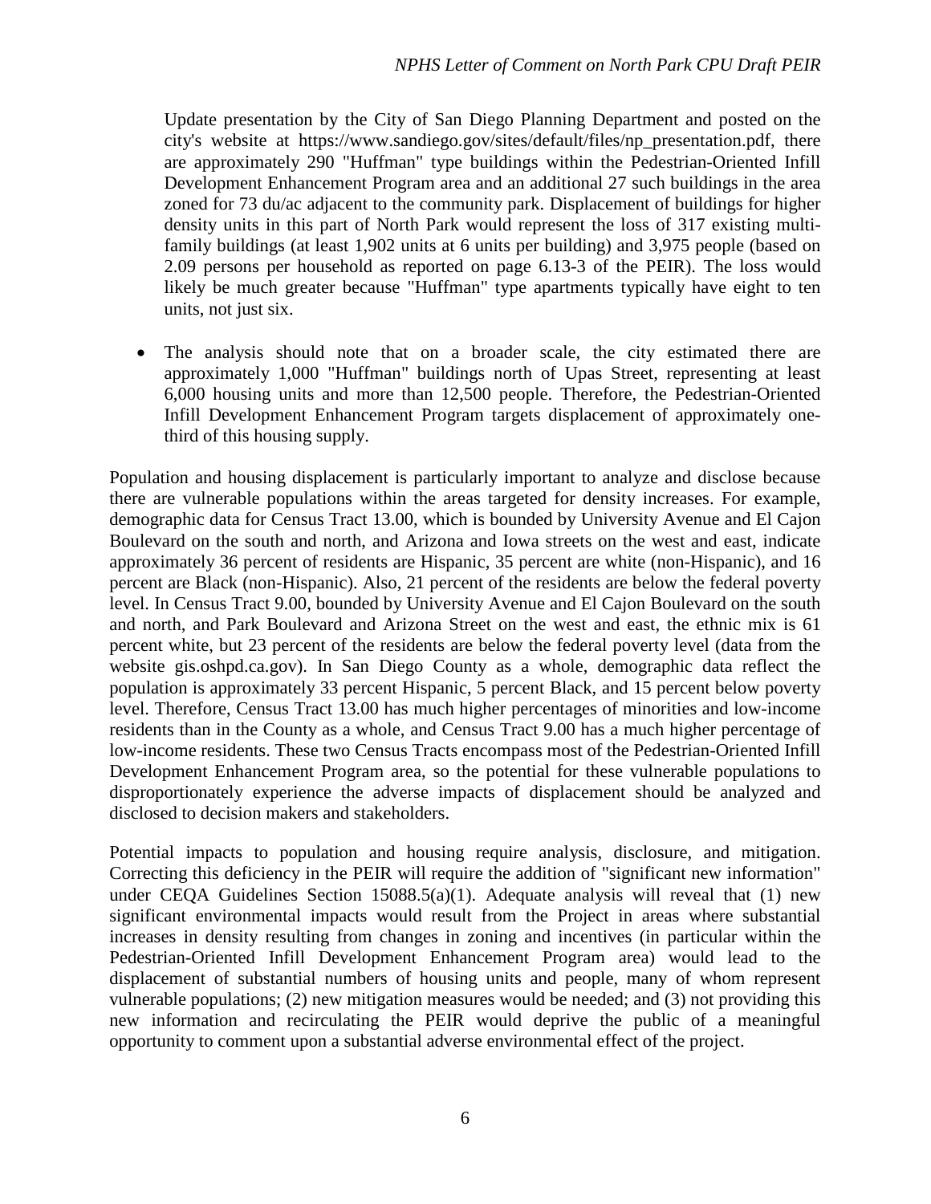Update presentation by the City of San Diego Planning Department and posted on the city's website at https://www.sandiego.gov/sites/default/files/np_presentation.pdf, there are approximately 290 "Huffman" type buildings within the Pedestrian-Oriented Infill Development Enhancement Program area and an additional 27 such buildings in the area zoned for 73 du/ac adjacent to the community park. Displacement of buildings for higher density units in this part of North Park would represent the loss of 317 existing multi-family buildings (at least 1,902 units at 6 units per building) and 3,975 people (based on 2.09 persons per household as reported on page 6.13-3 of the PEIR). The loss would likely be much greater because "Huffman" type apartments typically have eight to ten units, not just six.

- The analysis should note that on a broader scale, the city estimated there are approximately 1,000 "Huffman" buildings north of Upas Street, representing at least 6,000 housing units and more than 12,500 people. Therefore, the Pedestrian-Oriented Infill Development Enhancement Program targets displacement of approximately one-third of this housing supply.

Population and housing displacement is particularly important to analyze and disclose because there are vulnerable populations within the areas targeted for density increases. For example, demographic data for Census Tract 13.00, which is bounded by University Avenue and El Cajon Boulevard on the south and north, and Arizona and Iowa streets on the west and east, indicate approximately 36 percent of residents are Hispanic, 35 percent are white (non-Hispanic), and 16 percent are Black (non-Hispanic). Also, 21 percent of the residents are below the federal poverty level. In Census Tract 9.00, bounded by University Avenue and El Cajon Boulevard on the south and north, and Park Boulevard and Arizona Street on the west and east, the ethnic mix is 61 percent white, but 23 percent of the residents are below the federal poverty level (data from the website gis.oshpd.ca.gov). In San Diego County as a whole, demographic data reflect the population is approximately 33 percent Hispanic, 5 percent Black, and 15 percent below poverty level. Therefore, Census Tract 13.00 has much higher percentages of minorities and low-income residents than in the County as a whole, and Census Tract 9.00 has a much higher percentage of low-income residents. These two Census Tracts encompass most of the Pedestrian-Oriented Infill Development Enhancement Program area, so the potential for these vulnerable populations to disproportionately experience the adverse impacts of displacement should be analyzed and disclosed to decision makers and stakeholders.

Potential impacts to population and housing require analysis, disclosure, and mitigation. Correcting this deficiency in the PEIR will require the addition of "significant new information" under CEQA Guidelines Section 15088.5(a)(1). Adequate analysis will reveal that (1) new significant environmental impacts would result from the Project in areas where substantial increases in density resulting from changes in zoning and incentives (in particular within the Pedestrian-Oriented Infill Development Enhancement Program area) would lead to the displacement of substantial numbers of housing units and people, many of whom represent vulnerable populations; (2) new mitigation measures would be needed; and (3) not providing this new information and recirculating the PEIR would deprive the public of a meaningful opportunity to comment upon a substantial adverse environmental effect of the project.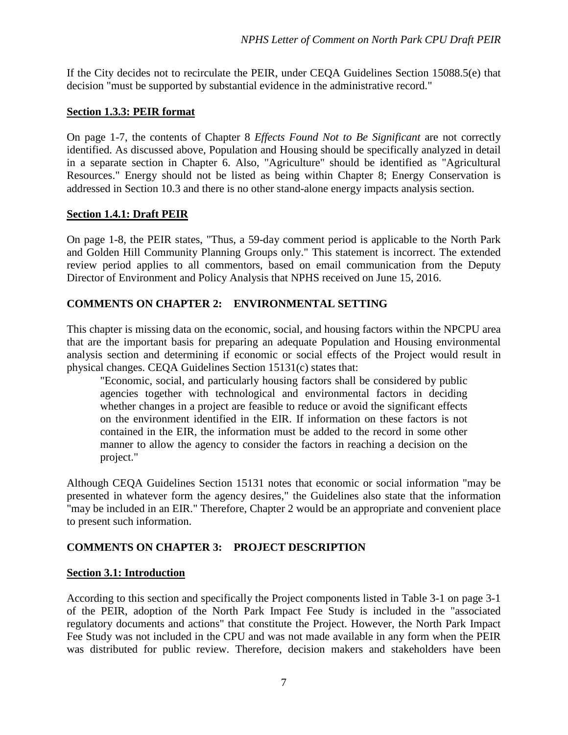If the City decides not to recirculate the PEIR, under CEQA Guidelines Section 15088.5(e) that decision "must be supported by substantial evidence in the administrative record."

### Section 1.3.3: PEIR format

On page 1-7, the contents of Chapter 8 *Effects Found Not to Be Significant* are not correctly identified. As discussed above, Population and Housing should be specifically analyzed in detail in a separate section in Chapter 6. Also, "Agriculture" should be identified as "Agricultural Resources." Energy should not be listed as being within Chapter 8; Energy Conservation is addressed in Section 10.3 and there is no other stand-alone energy impacts analysis section.

### Section 1.4.1: Draft PEIR

On page 1-8, the PEIR states, "Thus, a 59-day comment period is applicable to the North Park and Golden Hill Community Planning Groups only." This statement is incorrect. The extended review period applies to all commentors, based on email communication from the Deputy Director of Environment and Policy Analysis that NPHS received on June 15, 2016.

## COMMENTS ON CHAPTER 2: ENVIRONMENTAL SETTING

This chapter is missing data on the economic, social, and housing factors within the NPCPU area that are the important basis for preparing an adequate Population and Housing environmental analysis section and determining if economic or social effects of the Project would result in physical changes. CEQA Guidelines Section 15131(c) states that:

> "Economic, social, and particularly housing factors shall be considered by public agencies together with technological and environmental factors in deciding whether changes in a project are feasible to reduce or avoid the significant effects on the environment identified in the EIR. If information on these factors is not contained in the EIR, the information must be added to the record in some other manner to allow the agency to consider the factors in reaching a decision on the project."

Although CEQA Guidelines Section 15131 notes that economic or social information "may be presented in whatever form the agency desires," the Guidelines also state that the information "may be included in an EIR." Therefore, Chapter 2 would be an appropriate and convenient place to present such information.

## COMMENTS ON CHAPTER 3: PROJECT DESCRIPTION

### Section 3.1: Introduction

According to this section and specifically the Project components listed in Table 3-1 on page 3-1 of the PEIR, adoption of the North Park Impact Fee Study is included in the "associated regulatory documents and actions" that constitute the Project. However, the North Park Impact Fee Study was not included in the CPU and was not made available in any form when the PEIR was distributed for public review. Therefore, decision makers and stakeholders have been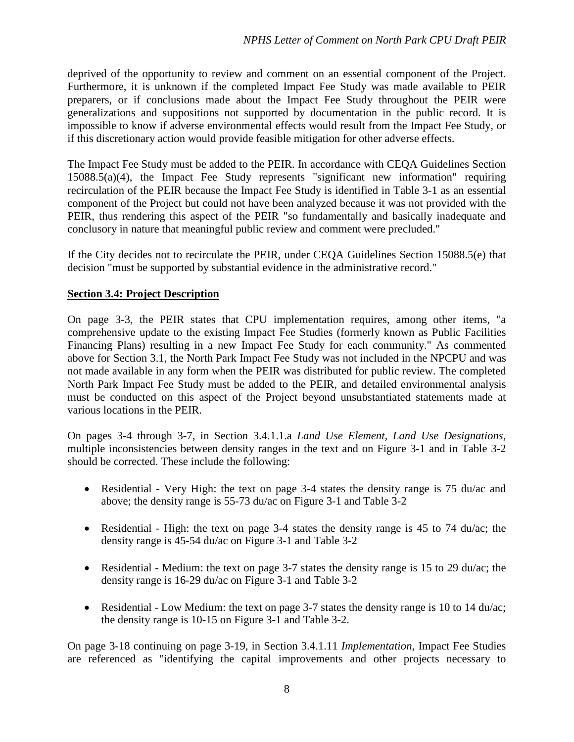deprived of the opportunity to review and comment on an essential component of the Project. Furthermore, it is unknown if the completed Impact Fee Study was made available to PEIR preparers, or if conclusions made about the Impact Fee Study throughout the PEIR were generalizations and suppositions not supported by documentation in the public record. It is impossible to know if adverse environmental effects would result from the Impact Fee Study, or if this discretionary action would provide feasible mitigation for other adverse effects.

The Impact Fee Study must be added to the PEIR. In accordance with CEQA Guidelines Section 15088.5(a)(4), the Impact Fee Study represents "significant new information" requiring recirculation of the PEIR because the Impact Fee Study is identified in Table 3-1 as an essential component of the Project but could not have been analyzed because it was not provided with the PEIR, thus rendering this aspect of the PEIR "so fundamentally and basically inadequate and conclusory in nature that meaningful public review and comment were precluded."

If the City decides not to recirculate the PEIR, under CEQA Guidelines Section 15088.5(e) that decision "must be supported by substantial evidence in the administrative record."

## Section 3.4: Project Description

On page 3-3, the PEIR states that CPU implementation requires, among other items, "a comprehensive update to the existing Impact Fee Studies (formerly known as Public Facilities Financing Plans) resulting in a new Impact Fee Study for each community." As commented above for Section 3.1, the North Park Impact Fee Study was not included in the NPCPU and was not made available in any form when the PEIR was distributed for public review. The completed North Park Impact Fee Study must be added to the PEIR, and detailed environmental analysis must be conducted on this aspect of the Project beyond unsubstantiated statements made at various locations in the PEIR.

On pages 3-4 through 3-7, in Section 3.4.1.1.a *Land Use Element, Land Use Designations*, multiple inconsistencies between density ranges in the text and on Figure 3-1 and in Table 3-2 should be corrected. These include the following:

- Residential - Very High: the text on page 3-4 states the density range is 75 du/ac and above; the density range is 55-73 du/ac on Figure 3-1 and Table 3-2
- Residential - High: the text on page 3-4 states the density range is 45 to 74 du/ac; the density range is 45-54 du/ac on Figure 3-1 and Table 3-2
- Residential - Medium: the text on page 3-7 states the density range is 15 to 29 du/ac; the density range is 16-29 du/ac on Figure 3-1 and Table 3-2
- Residential - Low Medium: the text on page 3-7 states the density range is 10 to 14 du/ac; the density range is 10-15 on Figure 3-1 and Table 3-2.

On page 3-18 continuing on page 3-19, in Section 3.4.1.11 *Implementation*, Impact Fee Studies are referenced as "identifying the capital improvements and other projects necessary to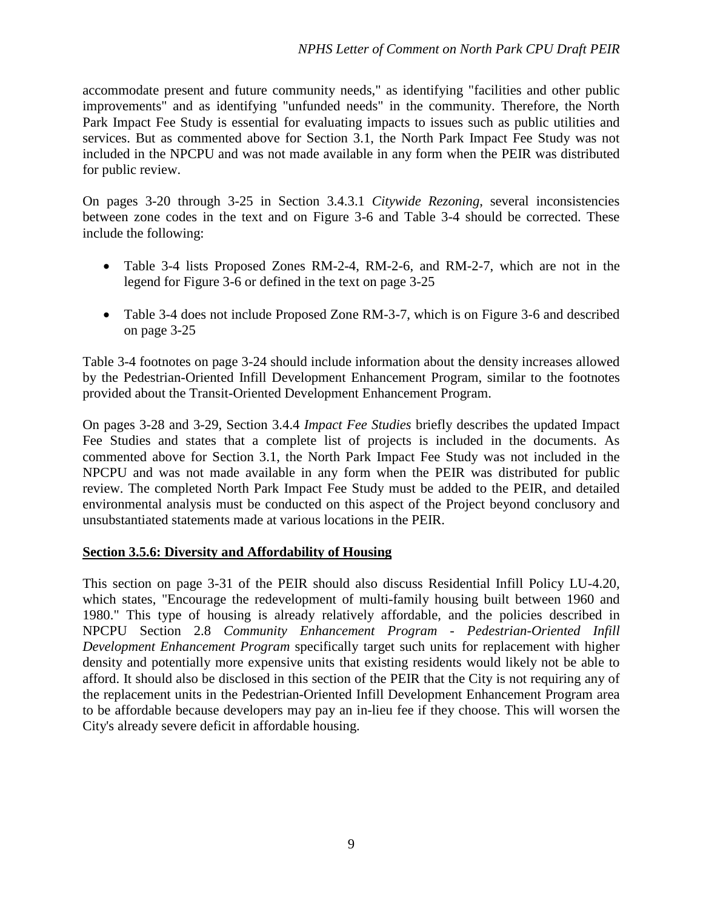accommodate present and future community needs," as identifying "facilities and other public improvements" and as identifying "unfunded needs" in the community. Therefore, the North Park Impact Fee Study is essential for evaluating impacts to issues such as public utilities and services. But as commented above for Section 3.1, the North Park Impact Fee Study was not included in the NPCPU and was not made available in any form when the PEIR was distributed for public review.

On pages 3-20 through 3-25 in Section 3.4.3.1 *Citywide Rezoning*, several inconsistencies between zone codes in the text and on Figure 3-6 and Table 3-4 should be corrected. These include the following:

- Table 3-4 lists Proposed Zones RM-2-4, RM-2-6, and RM-2-7, which are not in the legend for Figure 3-6 or defined in the text on page 3-25
- Table 3-4 does not include Proposed Zone RM-3-7, which is on Figure 3-6 and described on page 3-25

Table 3-4 footnotes on page 3-24 should include information about the density increases allowed by the Pedestrian-Oriented Infill Development Enhancement Program, similar to the footnotes provided about the Transit-Oriented Development Enhancement Program.

On pages 3-28 and 3-29, Section 3.4.4 *Impact Fee Studies* briefly describes the updated Impact Fee Studies and states that a complete list of projects is included in the documents. As commented above for Section 3.1, the North Park Impact Fee Study was not included in the NPCPU and was not made available in any form when the PEIR was distributed for public review. The completed North Park Impact Fee Study must be added to the PEIR, and detailed environmental analysis must be conducted on this aspect of the Project beyond conclusory and unsubstantiated statements made at various locations in the PEIR.

**Section 3.5.6: Diversity and Affordability of Housing**

This section on page 3-31 of the PEIR should also discuss Residential Infill Policy LU-4.20, which states, "Encourage the redevelopment of multi-family housing built between 1960 and 1980." This type of housing is already relatively affordable, and the policies described in NPCPU Section 2.8 *Community Enhancement Program - Pedestrian-Oriented Infill Development Enhancement Program* specifically target such units for replacement with higher density and potentially more expensive units that existing residents would likely not be able to afford. It should also be disclosed in this section of the PEIR that the City is not requiring any of the replacement units in the Pedestrian-Oriented Infill Development Enhancement Program area to be affordable because developers may pay an in-lieu fee if they choose. This will worsen the City's already severe deficit in affordable housing.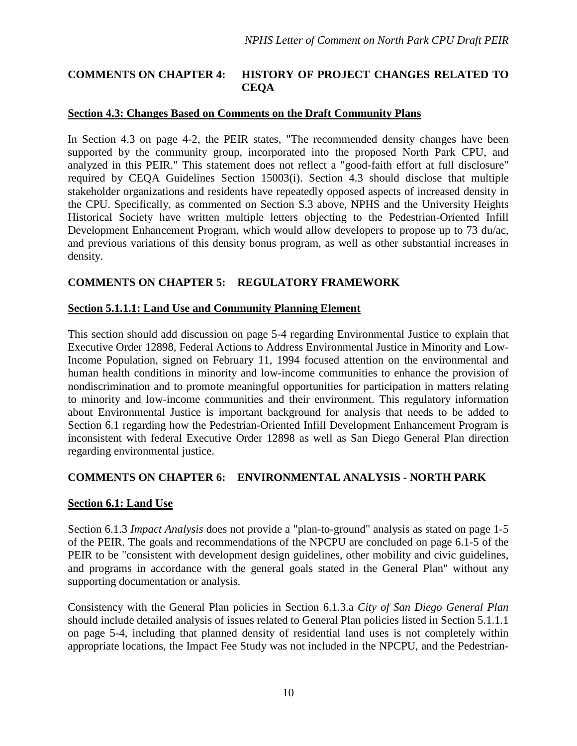## COMMENTS ON CHAPTER 4: HISTORY OF PROJECT CHANGES RELATED TO CEQA

### Section 4.3: Changes Based on Comments on the Draft Community Plans

In Section 4.3 on page 4-2, the PEIR states, "The recommended density changes have been supported by the community group, incorporated into the proposed North Park CPU, and analyzed in this PEIR." This statement does not reflect a "good-faith effort at full disclosure" required by CEQA Guidelines Section 15003(i). Section 4.3 should disclose that multiple stakeholder organizations and residents have repeatedly opposed aspects of increased density in the CPU. Specifically, as commented on Section S.3 above, NPHS and the University Heights Historical Society have written multiple letters objecting to the Pedestrian-Oriented Infill Development Enhancement Program, which would allow developers to propose up to 73 du/ac, and previous variations of this density bonus program, as well as other substantial increases in density.

## COMMENTS ON CHAPTER 5: REGULATORY FRAMEWORK

### Section 5.1.1.1: Land Use and Community Planning Element

This section should add discussion on page 5-4 regarding Environmental Justice to explain that Executive Order 12898, Federal Actions to Address Environmental Justice in Minority and Low-Income Population, signed on February 11, 1994 focused attention on the environmental and human health conditions in minority and low-income communities to enhance the provision of nondiscrimination and to promote meaningful opportunities for participation in matters relating to minority and low-income communities and their environment. This regulatory information about Environmental Justice is important background for analysis that needs to be added to Section 6.1 regarding how the Pedestrian-Oriented Infill Development Enhancement Program is inconsistent with federal Executive Order 12898 as well as San Diego General Plan direction regarding environmental justice.

## COMMENTS ON CHAPTER 6: ENVIRONMENTAL ANALYSIS - NORTH PARK

### Section 6.1: Land Use

Section 6.1.3 *Impact Analysis* does not provide a "plan-to-ground" analysis as stated on page 1-5 of the PEIR. The goals and recommendations of the NPCPU are concluded on page 6.1-5 of the PEIR to be "consistent with development design guidelines, other mobility and civic guidelines, and programs in accordance with the general goals stated in the General Plan" without any supporting documentation or analysis.

Consistency with the General Plan policies in Section 6.1.3.a *City of San Diego General Plan* should include detailed analysis of issues related to General Plan policies listed in Section 5.1.1.1 on page 5-4, including that planned density of residential land uses is not completely within appropriate locations, the Impact Fee Study was not included in the NPCPU, and the Pedestrian-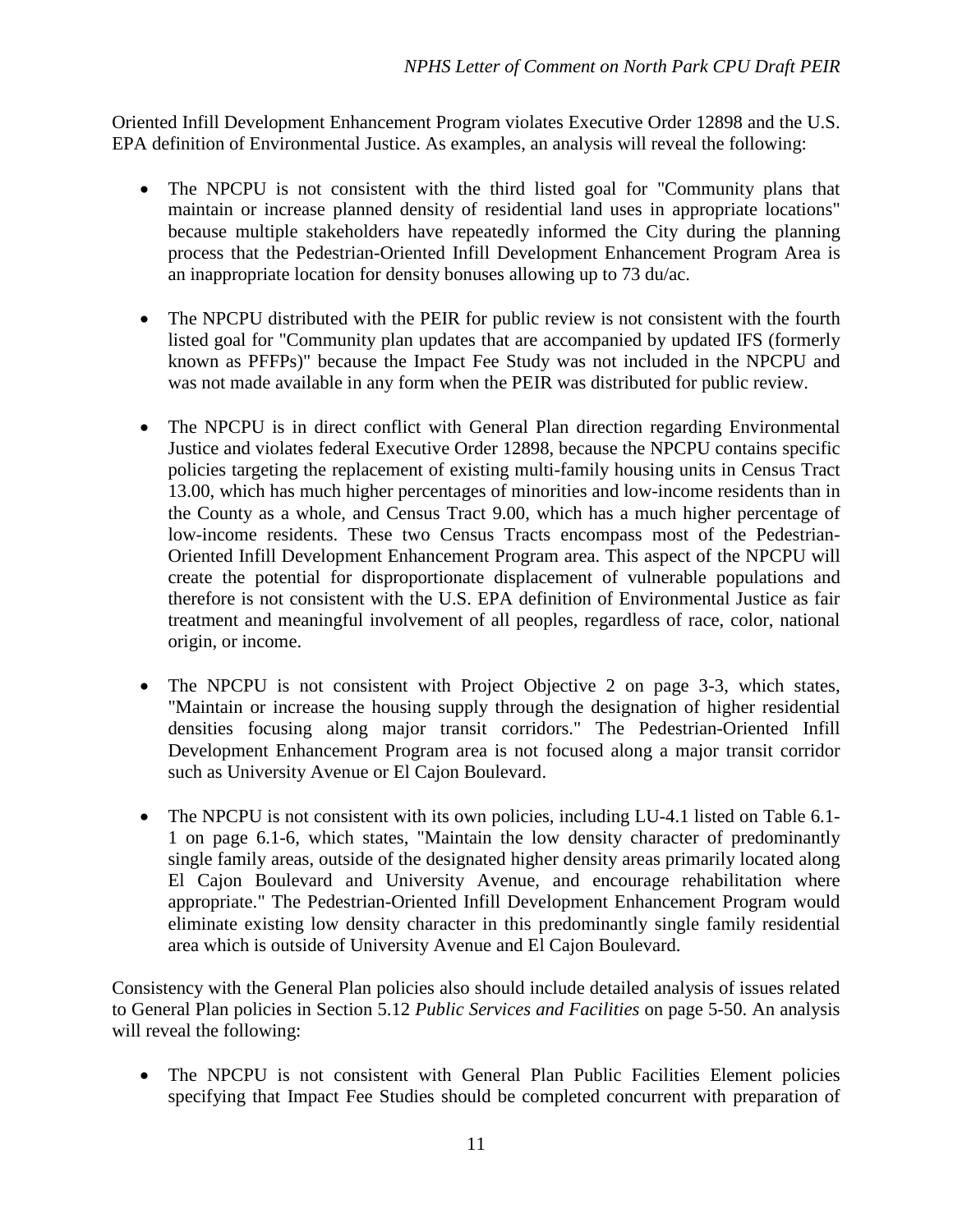Oriented Infill Development Enhancement Program violates Executive Order 12898 and the U.S. EPA definition of Environmental Justice. As examples, an analysis will reveal the following:

- The NPCPU is not consistent with the third listed goal for "Community plans that maintain or increase planned density of residential land uses in appropriate locations" because multiple stakeholders have repeatedly informed the City during the planning process that the Pedestrian-Oriented Infill Development Enhancement Program Area is an inappropriate location for density bonuses allowing up to 73 du/ac.

- The NPCPU distributed with the PEIR for public review is not consistent with the fourth listed goal for "Community plan updates that are accompanied by updated IFS (formerly known as PFFPs)" because the Impact Fee Study was not included in the NPCPU and was not made available in any form when the PEIR was distributed for public review.

- The NPCPU is in direct conflict with General Plan direction regarding Environmental Justice and violates federal Executive Order 12898, because the NPCPU contains specific policies targeting the replacement of existing multi-family housing units in Census Tract 13.00, which has much higher percentages of minorities and low-income residents than in the County as a whole, and Census Tract 9.00, which has a much higher percentage of low-income residents. These two Census Tracts encompass most of the Pedestrian-Oriented Infill Development Enhancement Program area. This aspect of the NPCPU will create the potential for disproportionate displacement of vulnerable populations and therefore is not consistent with the U.S. EPA definition of Environmental Justice as fair treatment and meaningful involvement of all peoples, regardless of race, color, national origin, or income.

- The NPCPU is not consistent with Project Objective 2 on page 3-3, which states, "Maintain or increase the housing supply through the designation of higher residential densities focusing along major transit corridors." The Pedestrian-Oriented Infill Development Enhancement Program area is not focused along a major transit corridor such as University Avenue or El Cajon Boulevard.

- The NPCPU is not consistent with its own policies, including LU-4.1 listed on Table 6.1-1 on page 6.1-6, which states, "Maintain the low density character of predominantly single family areas, outside of the designated higher density areas primarily located along El Cajon Boulevard and University Avenue, and encourage rehabilitation where appropriate." The Pedestrian-Oriented Infill Development Enhancement Program would eliminate existing low density character in this predominantly single family residential area which is outside of University Avenue and El Cajon Boulevard.

Consistency with the General Plan policies also should include detailed analysis of issues related to General Plan policies in Section 5.12 *Public Services and Facilities* on page 5-50. An analysis will reveal the following:

- The NPCPU is not consistent with General Plan Public Facilities Element policies specifying that Impact Fee Studies should be completed concurrent with preparation of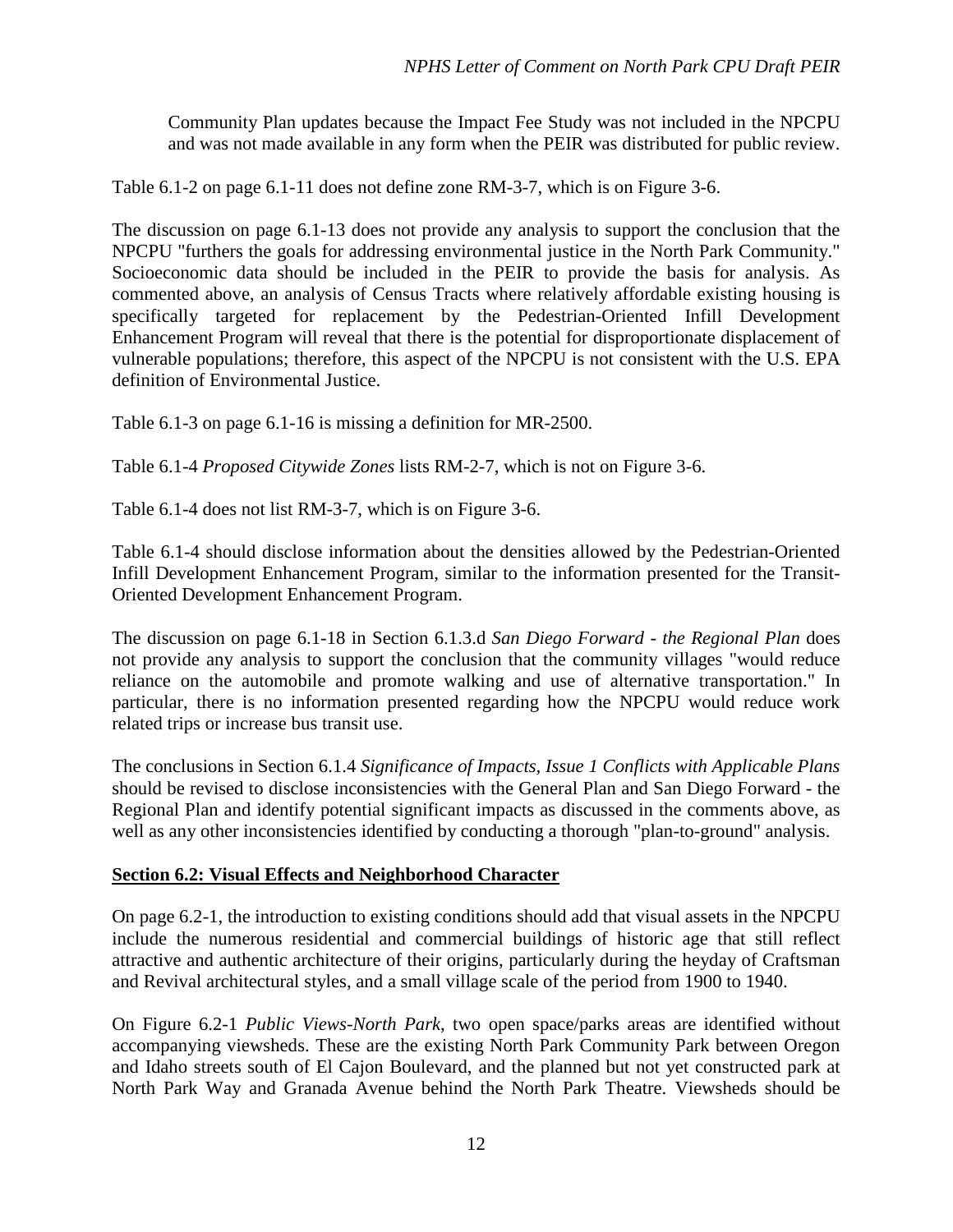Community Plan updates because the Impact Fee Study was not included in the NPCPU and was not made available in any form when the PEIR was distributed for public review.

Table 6.1-2 on page 6.1-11 does not define zone RM-3-7, which is on Figure 3-6.

The discussion on page 6.1-13 does not provide any analysis to support the conclusion that the NPCPU "furthers the goals for addressing environmental justice in the North Park Community." Socioeconomic data should be included in the PEIR to provide the basis for analysis. As commented above, an analysis of Census Tracts where relatively affordable existing housing is specifically targeted for replacement by the Pedestrian-Oriented Infill Development Enhancement Program will reveal that there is the potential for disproportionate displacement of vulnerable populations; therefore, this aspect of the NPCPU is not consistent with the U.S. EPA definition of Environmental Justice.

Table 6.1-3 on page 6.1-16 is missing a definition for MR-2500.

Table 6.1-4 *Proposed Citywide Zones* lists RM-2-7, which is not on Figure 3-6.

Table 6.1-4 does not list RM-3-7, which is on Figure 3-6.

Table 6.1-4 should disclose information about the densities allowed by the Pedestrian-Oriented Infill Development Enhancement Program, similar to the information presented for the Transit-Oriented Development Enhancement Program.

The discussion on page 6.1-18 in Section 6.1.3.d *San Diego Forward - the Regional Plan* does not provide any analysis to support the conclusion that the community villages "would reduce reliance on the automobile and promote walking and use of alternative transportation." In particular, there is no information presented regarding how the NPCPU would reduce work related trips or increase bus transit use.

The conclusions in Section 6.1.4 *Significance of Impacts, Issue 1 Conflicts with Applicable Plans* should be revised to disclose inconsistencies with the General Plan and San Diego Forward - the Regional Plan and identify potential significant impacts as discussed in the comments above, as well as any other inconsistencies identified by conducting a thorough "plan-to-ground" analysis.

## Section 6.2: Visual Effects and Neighborhood Character

On page 6.2-1, the introduction to existing conditions should add that visual assets in the NPCPU include the numerous residential and commercial buildings of historic age that still reflect attractive and authentic architecture of their origins, particularly during the heyday of Craftsman and Revival architectural styles, and a small village scale of the period from 1900 to 1940.

On Figure 6.2-1 *Public Views-North Park*, two open space/parks areas are identified without accompanying viewsheds. These are the existing North Park Community Park between Oregon and Idaho streets south of El Cajon Boulevard, and the planned but not yet constructed park at North Park Way and Granada Avenue behind the North Park Theatre. Viewsheds should be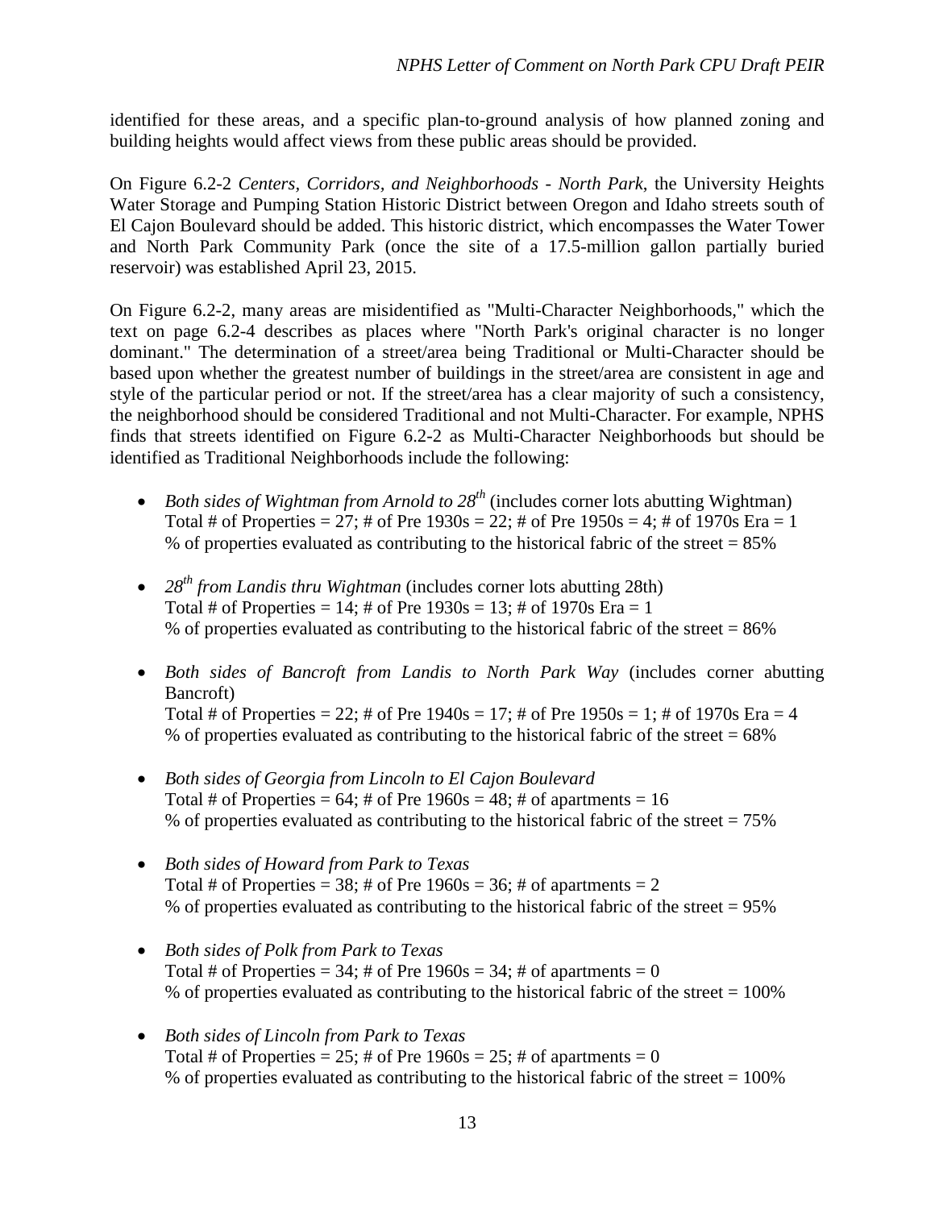identified for these areas, and a specific plan-to-ground analysis of how planned zoning and building heights would affect views from these public areas should be provided.

On Figure 6.2-2 *Centers, Corridors, and Neighborhoods - North Park*, the University Heights Water Storage and Pumping Station Historic District between Oregon and Idaho streets south of El Cajon Boulevard should be added. This historic district, which encompasses the Water Tower and North Park Community Park (once the site of a 17.5-million gallon partially buried reservoir) was established April 23, 2015.

On Figure 6.2-2, many areas are misidentified as "Multi-Character Neighborhoods," which the text on page 6.2-4 describes as places where "North Park's original character is no longer dominant." The determination of a street/area being Traditional or Multi-Character should be based upon whether the greatest number of buildings in the street/area are consistent in age and style of the particular period or not. If the street/area has a clear majority of such a consistency, the neighborhood should be considered Traditional and not Multi-Character. For example, NPHS finds that streets identified on Figure 6.2-2 as Multi-Character Neighborhoods but should be identified as Traditional Neighborhoods include the following:

- *Both sides of Wightman from Arnold to 28th* (includes corner lots abutting Wightman)
  Total # of Properties = 27; # of Pre 1930s = 22; # of Pre 1950s = 4; # of 1970s Era = 1
  % of properties evaluated as contributing to the historical fabric of the street = 85%
- *28th from Landis thru Wightman* (includes corner lots abutting 28th)
  Total # of Properties = 14; # of Pre 1930s = 13; # of 1970s Era = 1
  % of properties evaluated as contributing to the historical fabric of the street = 86%
- *Both sides of Bancroft from Landis to North Park Way* (includes corner abutting Bancroft)
  Total # of Properties = 22; # of Pre 1940s = 17; # of Pre 1950s = 1; # of 1970s Era = 4
  % of properties evaluated as contributing to the historical fabric of the street = 68%
- *Both sides of Georgia from Lincoln to El Cajon Boulevard*
  Total # of Properties = 64; # of Pre 1960s = 48; # of apartments = 16
  % of properties evaluated as contributing to the historical fabric of the street = 75%
- *Both sides of Howard from Park to Texas*
  Total # of Properties = 38; # of Pre 1960s = 36; # of apartments = 2
  % of properties evaluated as contributing to the historical fabric of the street = 95%
- *Both sides of Polk from Park to Texas*
  Total # of Properties = 34; # of Pre 1960s = 34; # of apartments = 0
  % of properties evaluated as contributing to the historical fabric of the street = 100%
- *Both sides of Lincoln from Park to Texas*
  Total # of Properties = 25; # of Pre 1960s = 25; # of apartments = 0
  % of properties evaluated as contributing to the historical fabric of the street = 100%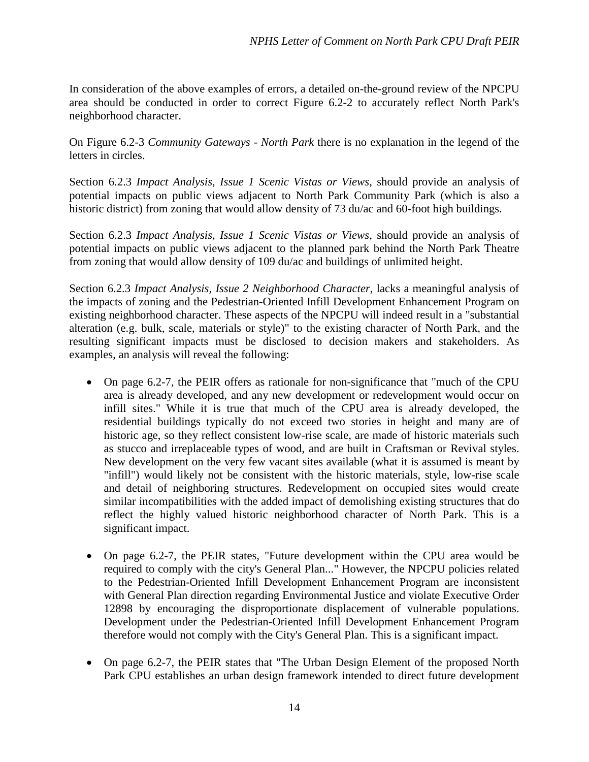In consideration of the above examples of errors, a detailed on-the-ground review of the NPCPU area should be conducted in order to correct Figure 6.2-2 to accurately reflect North Park's neighborhood character.

On Figure 6.2-3 *Community Gateways - North Park* there is no explanation in the legend of the letters in circles.

Section 6.2.3 *Impact Analysis, Issue 1 Scenic Vistas or Views*, should provide an analysis of potential impacts on public views adjacent to North Park Community Park (which is also a historic district) from zoning that would allow density of 73 du/ac and 60-foot high buildings.

Section 6.2.3 *Impact Analysis, Issue 1 Scenic Vistas or Views*, should provide an analysis of potential impacts on public views adjacent to the planned park behind the North Park Theatre from zoning that would allow density of 109 du/ac and buildings of unlimited height.

Section 6.2.3 *Impact Analysis, Issue 2 Neighborhood Character*, lacks a meaningful analysis of the impacts of zoning and the Pedestrian-Oriented Infill Development Enhancement Program on existing neighborhood character. These aspects of the NPCPU will indeed result in a "substantial alteration (e.g. bulk, scale, materials or style)" to the existing character of North Park, and the resulting significant impacts must be disclosed to decision makers and stakeholders. As examples, an analysis will reveal the following:

- On page 6.2-7, the PEIR offers as rationale for non-significance that "much of the CPU area is already developed, and any new development or redevelopment would occur on infill sites." While it is true that much of the CPU area is already developed, the residential buildings typically do not exceed two stories in height and many are of historic age, so they reflect consistent low-rise scale, are made of historic materials such as stucco and irreplaceable types of wood, and are built in Craftsman or Revival styles. New development on the very few vacant sites available (what it is assumed is meant by "infill") would likely not be consistent with the historic materials, style, low-rise scale and detail of neighboring structures. Redevelopment on occupied sites would create similar incompatibilities with the added impact of demolishing existing structures that do reflect the highly valued historic neighborhood character of North Park. This is a significant impact.

- On page 6.2-7, the PEIR states, "Future development within the CPU area would be required to comply with the city's General Plan..." However, the NPCPU policies related to the Pedestrian-Oriented Infill Development Enhancement Program are inconsistent with General Plan direction regarding Environmental Justice and violate Executive Order 12898 by encouraging the disproportionate displacement of vulnerable populations. Development under the Pedestrian-Oriented Infill Development Enhancement Program therefore would not comply with the City's General Plan. This is a significant impact.

- On page 6.2-7, the PEIR states that "The Urban Design Element of the proposed North Park CPU establishes an urban design framework intended to direct future development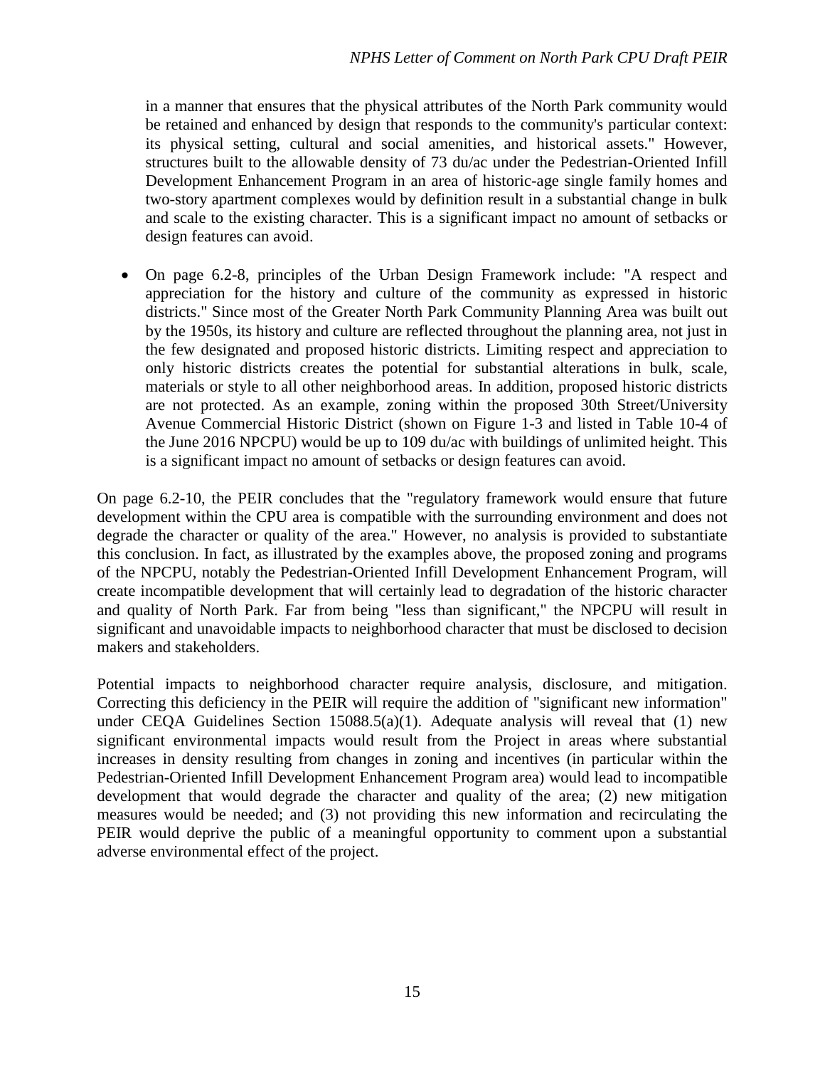in a manner that ensures that the physical attributes of the North Park community would be retained and enhanced by design that responds to the community's particular context: its physical setting, cultural and social amenities, and historical assets." However, structures built to the allowable density of 73 du/ac under the Pedestrian-Oriented Infill Development Enhancement Program in an area of historic-age single family homes and two-story apartment complexes would by definition result in a substantial change in bulk and scale to the existing character. This is a significant impact no amount of setbacks or design features can avoid.

- On page 6.2-8, principles of the Urban Design Framework include: "A respect and appreciation for the history and culture of the community as expressed in historic districts." Since most of the Greater North Park Community Planning Area was built out by the 1950s, its history and culture are reflected throughout the planning area, not just in the few designated and proposed historic districts. Limiting respect and appreciation to only historic districts creates the potential for substantial alterations in bulk, scale, materials or style to all other neighborhood areas. In addition, proposed historic districts are not protected. As an example, zoning within the proposed 30th Street/University Avenue Commercial Historic District (shown on Figure 1-3 and listed in Table 10-4 of the June 2016 NPCPU) would be up to 109 du/ac with buildings of unlimited height. This is a significant impact no amount of setbacks or design features can avoid.

On page 6.2-10, the PEIR concludes that the "regulatory framework would ensure that future development within the CPU area is compatible with the surrounding environment and does not degrade the character or quality of the area." However, no analysis is provided to substantiate this conclusion. In fact, as illustrated by the examples above, the proposed zoning and programs of the NPCPU, notably the Pedestrian-Oriented Infill Development Enhancement Program, will create incompatible development that will certainly lead to degradation of the historic character and quality of North Park. Far from being "less than significant," the NPCPU will result in significant and unavoidable impacts to neighborhood character that must be disclosed to decision makers and stakeholders.

Potential impacts to neighborhood character require analysis, disclosure, and mitigation. Correcting this deficiency in the PEIR will require the addition of "significant new information" under CEQA Guidelines Section 15088.5(a)(1). Adequate analysis will reveal that (1) new significant environmental impacts would result from the Project in areas where substantial increases in density resulting from changes in zoning and incentives (in particular within the Pedestrian-Oriented Infill Development Enhancement Program area) would lead to incompatible development that would degrade the character and quality of the area; (2) new mitigation measures would be needed; and (3) not providing this new information and recirculating the PEIR would deprive the public of a meaningful opportunity to comment upon a substantial adverse environmental effect of the project.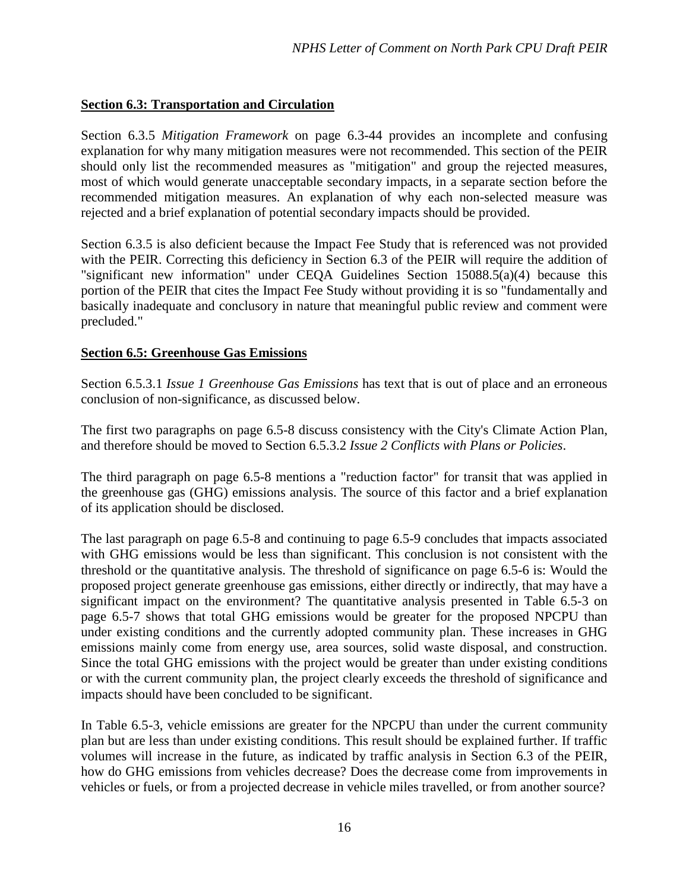**Section 6.3: Transportation and Circulation**

Section 6.3.5 *Mitigation Framework* on page 6.3-44 provides an incomplete and confusing explanation for why many mitigation measures were not recommended. This section of the PEIR should only list the recommended measures as "mitigation" and group the rejected measures, most of which would generate unacceptable secondary impacts, in a separate section before the recommended mitigation measures. An explanation of why each non-selected measure was rejected and a brief explanation of potential secondary impacts should be provided.

Section 6.3.5 is also deficient because the Impact Fee Study that is referenced was not provided with the PEIR. Correcting this deficiency in Section 6.3 of the PEIR will require the addition of "significant new information" under CEQA Guidelines Section 15088.5(a)(4) because this portion of the PEIR that cites the Impact Fee Study without providing it is so "fundamentally and basically inadequate and conclusory in nature that meaningful public review and comment were precluded."

**Section 6.5: Greenhouse Gas Emissions**

Section 6.5.3.1 *Issue 1 Greenhouse Gas Emissions* has text that is out of place and an erroneous conclusion of non-significance, as discussed below.

The first two paragraphs on page 6.5-8 discuss consistency with the City's Climate Action Plan, and therefore should be moved to Section 6.5.3.2 *Issue 2 Conflicts with Plans or Policies*.

The third paragraph on page 6.5-8 mentions a "reduction factor" for transit that was applied in the greenhouse gas (GHG) emissions analysis. The source of this factor and a brief explanation of its application should be disclosed.

The last paragraph on page 6.5-8 and continuing to page 6.5-9 concludes that impacts associated with GHG emissions would be less than significant. This conclusion is not consistent with the threshold or the quantitative analysis. The threshold of significance on page 6.5-6 is: Would the proposed project generate greenhouse gas emissions, either directly or indirectly, that may have a significant impact on the environment? The quantitative analysis presented in Table 6.5-3 on page 6.5-7 shows that total GHG emissions would be greater for the proposed NPCPU than under existing conditions and the currently adopted community plan. These increases in GHG emissions mainly come from energy use, area sources, solid waste disposal, and construction. Since the total GHG emissions with the project would be greater than under existing conditions or with the current community plan, the project clearly exceeds the threshold of significance and impacts should have been concluded to be significant.

In Table 6.5-3, vehicle emissions are greater for the NPCPU than under the current community plan but are less than under existing conditions. This result should be explained further. If traffic volumes will increase in the future, as indicated by traffic analysis in Section 6.3 of the PEIR, how do GHG emissions from vehicles decrease? Does the decrease come from improvements in vehicles or fuels, or from a projected decrease in vehicle miles travelled, or from another source?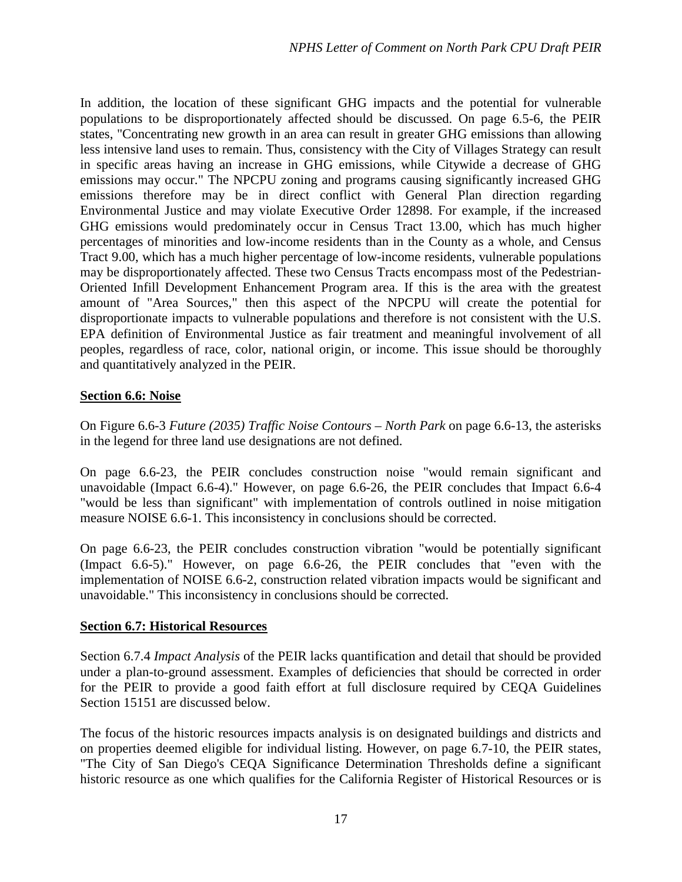In addition, the location of these significant GHG impacts and the potential for vulnerable populations to be disproportionately affected should be discussed. On page 6.5-6, the PEIR states, "Concentrating new growth in an area can result in greater GHG emissions than allowing less intensive land uses to remain. Thus, consistency with the City of Villages Strategy can result in specific areas having an increase in GHG emissions, while Citywide a decrease of GHG emissions may occur." The NPCPU zoning and programs causing significantly increased GHG emissions therefore may be in direct conflict with General Plan direction regarding Environmental Justice and may violate Executive Order 12898. For example, if the increased GHG emissions would predominately occur in Census Tract 13.00, which has much higher percentages of minorities and low-income residents than in the County as a whole, and Census Tract 9.00, which has a much higher percentage of low-income residents, vulnerable populations may be disproportionately affected. These two Census Tracts encompass most of the Pedestrian-Oriented Infill Development Enhancement Program area. If this is the area with the greatest amount of "Area Sources," then this aspect of the NPCPU will create the potential for disproportionate impacts to vulnerable populations and therefore is not consistent with the U.S. EPA definition of Environmental Justice as fair treatment and meaningful involvement of all peoples, regardless of race, color, national origin, or income. This issue should be thoroughly and quantitatively analyzed in the PEIR.

## Section 6.6: Noise

On Figure 6.6-3 *Future (2035) Traffic Noise Contours – North Park* on page 6.6-13, the asterisks in the legend for three land use designations are not defined.

On page 6.6-23, the PEIR concludes construction noise "would remain significant and unavoidable (Impact 6.6-4)." However, on page 6.6-26, the PEIR concludes that Impact 6.6-4 "would be less than significant" with implementation of controls outlined in noise mitigation measure NOISE 6.6-1. This inconsistency in conclusions should be corrected.

On page 6.6-23, the PEIR concludes construction vibration "would be potentially significant (Impact 6.6-5)." However, on page 6.6-26, the PEIR concludes that "even with the implementation of NOISE 6.6-2, construction related vibration impacts would be significant and unavoidable." This inconsistency in conclusions should be corrected.

## Section 6.7: Historical Resources

Section 6.7.4 *Impact Analysis* of the PEIR lacks quantification and detail that should be provided under a plan-to-ground assessment. Examples of deficiencies that should be corrected in order for the PEIR to provide a good faith effort at full disclosure required by CEQA Guidelines Section 15151 are discussed below.

The focus of the historic resources impacts analysis is on designated buildings and districts and on properties deemed eligible for individual listing. However, on page 6.7-10, the PEIR states, "The City of San Diego's CEQA Significance Determination Thresholds define a significant historic resource as one which qualifies for the California Register of Historical Resources or is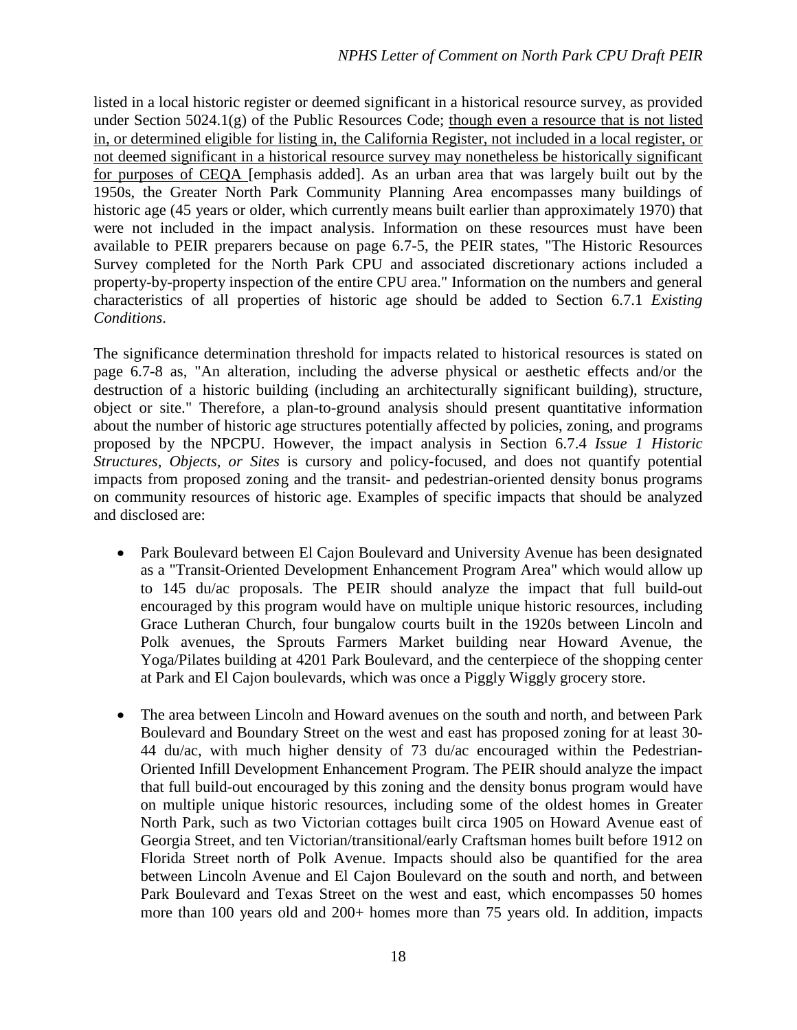listed in a local historic register or deemed significant in a historical resource survey, as provided under Section 5024.1(g) of the Public Resources Code; <u>though even a resource that is not listed in, or determined eligible for listing in, the California Register, not included in a local register, or not deemed significant in a historical resource survey may nonetheless be historically significant for purposes of CEQA</u> [emphasis added]. As an urban area that was largely built out by the 1950s, the Greater North Park Community Planning Area encompasses many buildings of historic age (45 years or older, which currently means built earlier than approximately 1970) that were not included in the impact analysis. Information on these resources must have been available to PEIR preparers because on page 6.7-5, the PEIR states, "The Historic Resources Survey completed for the North Park CPU and associated discretionary actions included a property-by-property inspection of the entire CPU area." Information on the numbers and general characteristics of all properties of historic age should be added to Section 6.7.1 *Existing Conditions*.

The significance determination threshold for impacts related to historical resources is stated on page 6.7-8 as, "An alteration, including the adverse physical or aesthetic effects and/or the destruction of a historic building (including an architecturally significant building), structure, object or site." Therefore, a plan-to-ground analysis should present quantitative information about the number of historic age structures potentially affected by policies, zoning, and programs proposed by the NPCPU. However, the impact analysis in Section 6.7.4 *Issue 1 Historic Structures, Objects, or Sites* is cursory and policy-focused, and does not quantify potential impacts from proposed zoning and the transit- and pedestrian-oriented density bonus programs on community resources of historic age. Examples of specific impacts that should be analyzed and disclosed are:

- Park Boulevard between El Cajon Boulevard and University Avenue has been designated as a "Transit-Oriented Development Enhancement Program Area" which would allow up to 145 du/ac proposals. The PEIR should analyze the impact that full build-out encouraged by this program would have on multiple unique historic resources, including Grace Lutheran Church, four bungalow courts built in the 1920s between Lincoln and Polk avenues, the Sprouts Farmers Market building near Howard Avenue, the Yoga/Pilates building at 4201 Park Boulevard, and the centerpiece of the shopping center at Park and El Cajon boulevards, which was once a Piggly Wiggly grocery store.

- The area between Lincoln and Howard avenues on the south and north, and between Park Boulevard and Boundary Street on the west and east has proposed zoning for at least 30-44 du/ac, with much higher density of 73 du/ac encouraged within the Pedestrian-Oriented Infill Development Enhancement Program. The PEIR should analyze the impact that full build-out encouraged by this zoning and the density bonus program would have on multiple unique historic resources, including some of the oldest homes in Greater North Park, such as two Victorian cottages built circa 1905 on Howard Avenue east of Georgia Street, and ten Victorian/transitional/early Craftsman homes built before 1912 on Florida Street north of Polk Avenue. Impacts should also be quantified for the area between Lincoln Avenue and El Cajon Boulevard on the south and north, and between Park Boulevard and Texas Street on the west and east, which encompasses 50 homes more than 100 years old and 200+ homes more than 75 years old. In addition, impacts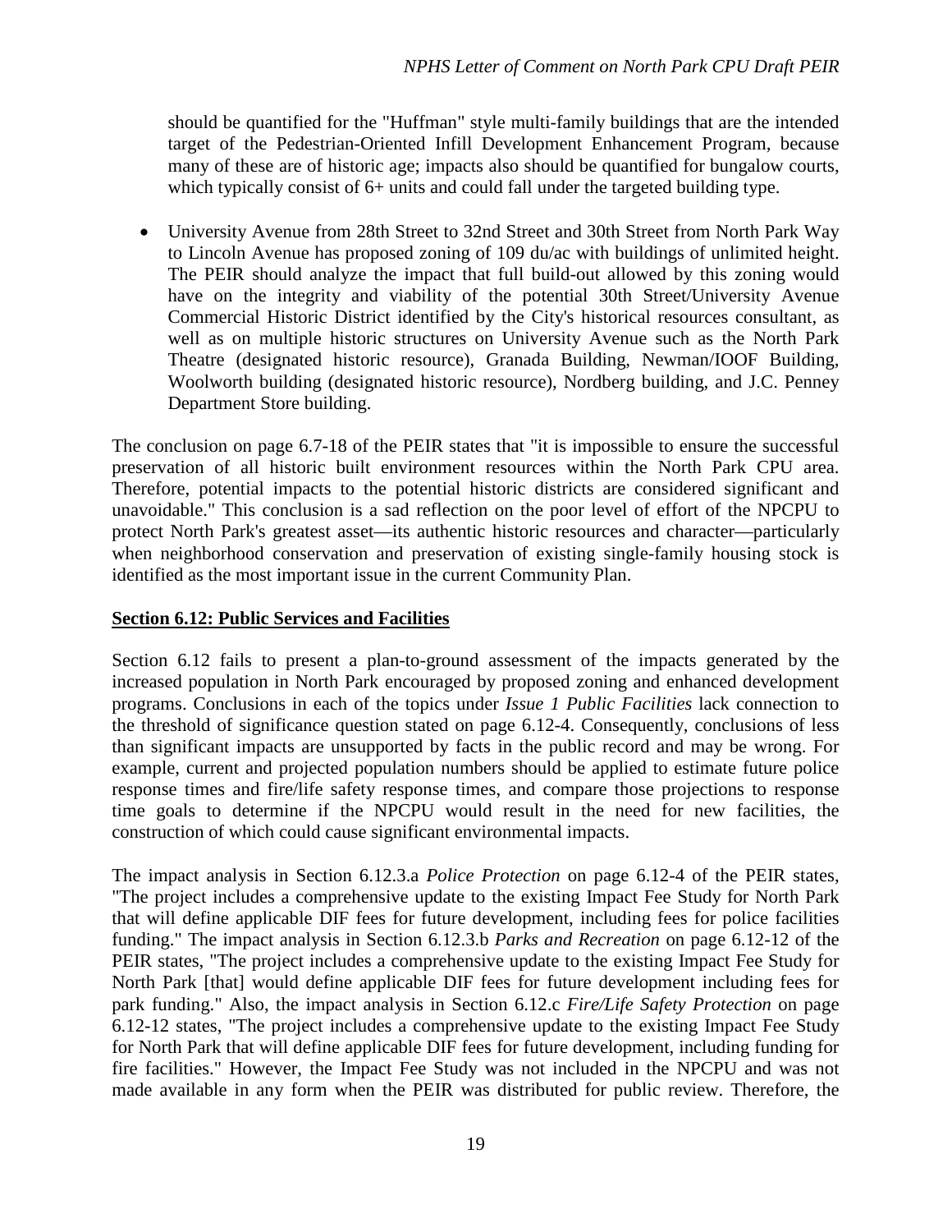should be quantified for the "Huffman" style multi-family buildings that are the intended target of the Pedestrian-Oriented Infill Development Enhancement Program, because many of these are of historic age; impacts also should be quantified for bungalow courts, which typically consist of 6+ units and could fall under the targeted building type.

- University Avenue from 28th Street to 32nd Street and 30th Street from North Park Way to Lincoln Avenue has proposed zoning of 109 du/ac with buildings of unlimited height. The PEIR should analyze the impact that full build-out allowed by this zoning would have on the integrity and viability of the potential 30th Street/University Avenue Commercial Historic District identified by the City's historical resources consultant, as well as on multiple historic structures on University Avenue such as the North Park Theatre (designated historic resource), Granada Building, Newman/IOOF Building, Woolworth building (designated historic resource), Nordberg building, and J.C. Penney Department Store building.

The conclusion on page 6.7-18 of the PEIR states that "it is impossible to ensure the successful preservation of all historic built environment resources within the North Park CPU area. Therefore, potential impacts to the potential historic districts are considered significant and unavoidable." This conclusion is a sad reflection on the poor level of effort of the NPCPU to protect North Park's greatest asset—its authentic historic resources and character—particularly when neighborhood conservation and preservation of existing single-family housing stock is identified as the most important issue in the current Community Plan.

**Section 6.12: Public Services and Facilities**

Section 6.12 fails to present a plan-to-ground assessment of the impacts generated by the increased population in North Park encouraged by proposed zoning and enhanced development programs. Conclusions in each of the topics under *Issue 1 Public Facilities* lack connection to the threshold of significance question stated on page 6.12-4. Consequently, conclusions of less than significant impacts are unsupported by facts in the public record and may be wrong. For example, current and projected population numbers should be applied to estimate future police response times and fire/life safety response times, and compare those projections to response time goals to determine if the NPCPU would result in the need for new facilities, the construction of which could cause significant environmental impacts.

The impact analysis in Section 6.12.3.a *Police Protection* on page 6.12-4 of the PEIR states, "The project includes a comprehensive update to the existing Impact Fee Study for North Park that will define applicable DIF fees for future development, including fees for police facilities funding." The impact analysis in Section 6.12.3.b *Parks and Recreation* on page 6.12-12 of the PEIR states, "The project includes a comprehensive update to the existing Impact Fee Study for North Park [that] would define applicable DIF fees for future development including fees for park funding." Also, the impact analysis in Section 6.12.c *Fire/Life Safety Protection* on page 6.12-12 states, "The project includes a comprehensive update to the existing Impact Fee Study for North Park that will define applicable DIF fees for future development, including funding for fire facilities." However, the Impact Fee Study was not included in the NPCPU and was not made available in any form when the PEIR was distributed for public review. Therefore, the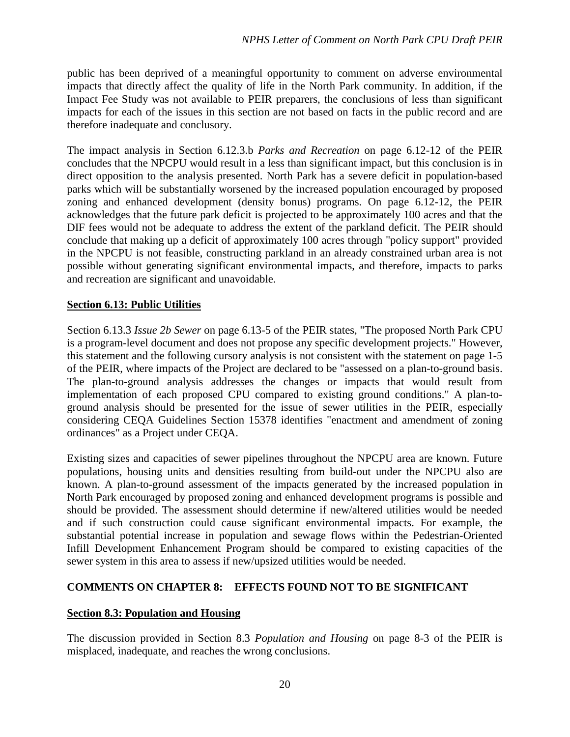public has been deprived of a meaningful opportunity to comment on adverse environmental impacts that directly affect the quality of life in the North Park community. In addition, if the Impact Fee Study was not available to PEIR preparers, the conclusions of less than significant impacts for each of the issues in this section are not based on facts in the public record and are therefore inadequate and conclusory.

The impact analysis in Section 6.12.3.b *Parks and Recreation* on page 6.12-12 of the PEIR concludes that the NPCPU would result in a less than significant impact, but this conclusion is in direct opposition to the analysis presented. North Park has a severe deficit in population-based parks which will be substantially worsened by the increased population encouraged by proposed zoning and enhanced development (density bonus) programs. On page 6.12-12, the PEIR acknowledges that the future park deficit is projected to be approximately 100 acres and that the DIF fees would not be adequate to address the extent of the parkland deficit. The PEIR should conclude that making up a deficit of approximately 100 acres through "policy support" provided in the NPCPU is not feasible, constructing parkland in an already constrained urban area is not possible without generating significant environmental impacts, and therefore, impacts to parks and recreation are significant and unavoidable.

**Section 6.13: Public Utilities**

Section 6.13.3 *Issue 2b Sewer* on page 6.13-5 of the PEIR states, "The proposed North Park CPU is a program-level document and does not propose any specific development projects." However, this statement and the following cursory analysis is not consistent with the statement on page 1-5 of the PEIR, where impacts of the Project are declared to be "assessed on a plan-to-ground basis. The plan-to-ground analysis addresses the changes or impacts that would result from implementation of each proposed CPU compared to existing ground conditions." A plan-to-ground analysis should be presented for the issue of sewer utilities in the PEIR, especially considering CEQA Guidelines Section 15378 identifies "enactment and amendment of zoning ordinances" as a Project under CEQA.

Existing sizes and capacities of sewer pipelines throughout the NPCPU area are known. Future populations, housing units and densities resulting from build-out under the NPCPU also are known. A plan-to-ground assessment of the impacts generated by the increased population in North Park encouraged by proposed zoning and enhanced development programs is possible and should be provided. The assessment should determine if new/altered utilities would be needed and if such construction could cause significant environmental impacts. For example, the substantial potential increase in population and sewage flows within the Pedestrian-Oriented Infill Development Enhancement Program should be compared to existing capacities of the sewer system in this area to assess if new/upsized utilities would be needed.

## COMMENTS ON CHAPTER 8: EFFECTS FOUND NOT TO BE SIGNIFICANT

**Section 8.3: Population and Housing**

The discussion provided in Section 8.3 *Population and Housing* on page 8-3 of the PEIR is misplaced, inadequate, and reaches the wrong conclusions.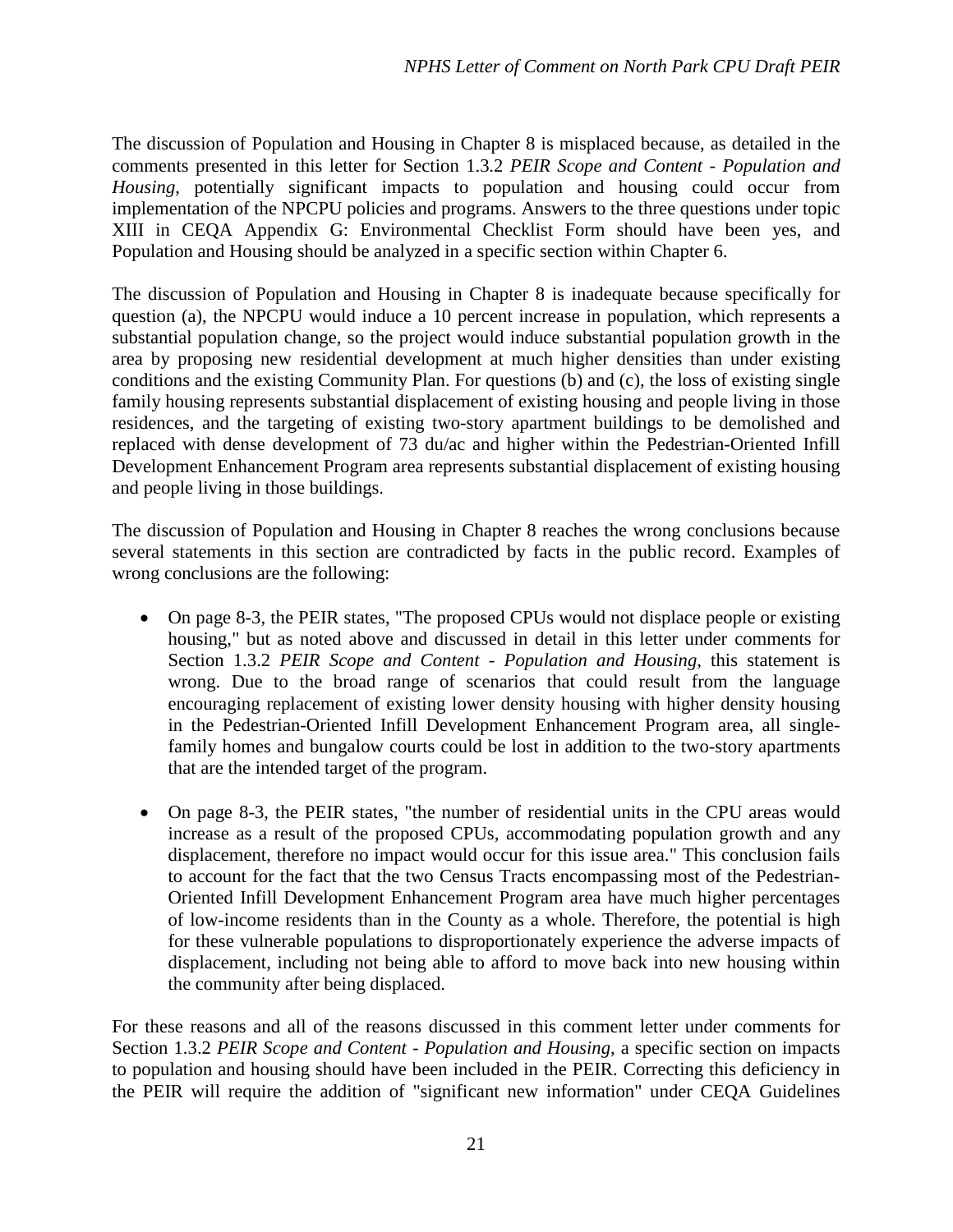The discussion of Population and Housing in Chapter 8 is misplaced because, as detailed in the comments presented in this letter for Section 1.3.2 *PEIR Scope and Content - Population and Housing*, potentially significant impacts to population and housing could occur from implementation of the NPCPU policies and programs. Answers to the three questions under topic XIII in CEQA Appendix G: Environmental Checklist Form should have been yes, and Population and Housing should be analyzed in a specific section within Chapter 6.

The discussion of Population and Housing in Chapter 8 is inadequate because specifically for question (a), the NPCPU would induce a 10 percent increase in population, which represents a substantial population change, so the project would induce substantial population growth in the area by proposing new residential development at much higher densities than under existing conditions and the existing Community Plan. For questions (b) and (c), the loss of existing single family housing represents substantial displacement of existing housing and people living in those residences, and the targeting of existing two-story apartment buildings to be demolished and replaced with dense development of 73 du/ac and higher within the Pedestrian-Oriented Infill Development Enhancement Program area represents substantial displacement of existing housing and people living in those buildings.

The discussion of Population and Housing in Chapter 8 reaches the wrong conclusions because several statements in this section are contradicted by facts in the public record. Examples of wrong conclusions are the following:

- On page 8-3, the PEIR states, "The proposed CPUs would not displace people or existing housing," but as noted above and discussed in detail in this letter under comments for Section 1.3.2 *PEIR Scope and Content - Population and Housing*, this statement is wrong. Due to the broad range of scenarios that could result from the language encouraging replacement of existing lower density housing with higher density housing in the Pedestrian-Oriented Infill Development Enhancement Program area, all single-family homes and bungalow courts could be lost in addition to the two-story apartments that are the intended target of the program.

- On page 8-3, the PEIR states, "the number of residential units in the CPU areas would increase as a result of the proposed CPUs, accommodating population growth and any displacement, therefore no impact would occur for this issue area." This conclusion fails to account for the fact that the two Census Tracts encompassing most of the Pedestrian-Oriented Infill Development Enhancement Program area have much higher percentages of low-income residents than in the County as a whole. Therefore, the potential is high for these vulnerable populations to disproportionately experience the adverse impacts of displacement, including not being able to afford to move back into new housing within the community after being displaced.

For these reasons and all of the reasons discussed in this comment letter under comments for Section 1.3.2 *PEIR Scope and Content - Population and Housing*, a specific section on impacts to population and housing should have been included in the PEIR. Correcting this deficiency in the PEIR will require the addition of "significant new information" under CEQA Guidelines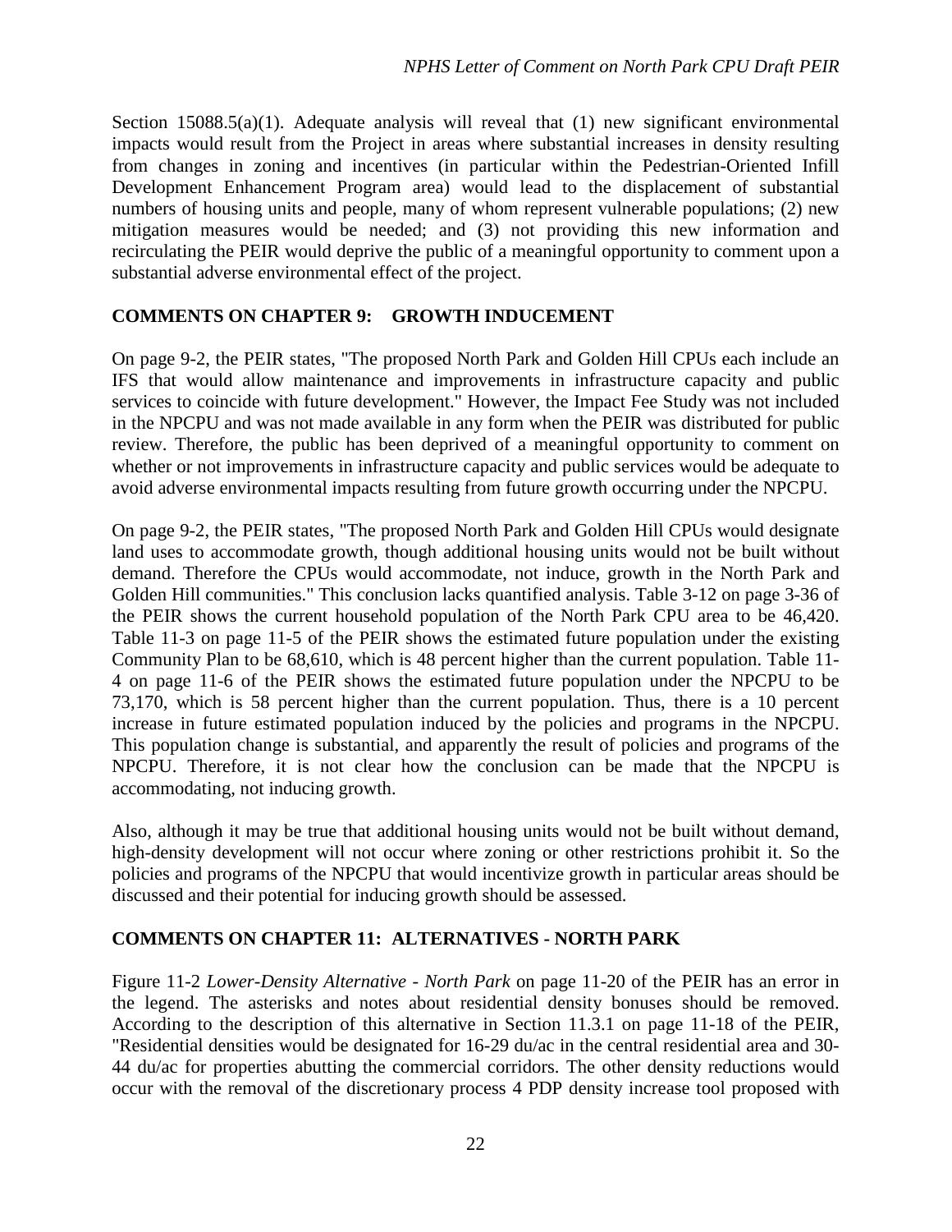Section 15088.5(a)(1). Adequate analysis will reveal that (1) new significant environmental impacts would result from the Project in areas where substantial increases in density resulting from changes in zoning and incentives (in particular within the Pedestrian-Oriented Infill Development Enhancement Program area) would lead to the displacement of substantial numbers of housing units and people, many of whom represent vulnerable populations; (2) new mitigation measures would be needed; and (3) not providing this new information and recirculating the PEIR would deprive the public of a meaningful opportunity to comment upon a substantial adverse environmental effect of the project.

## COMMENTS ON CHAPTER 9: GROWTH INDUCEMENT

On page 9-2, the PEIR states, "The proposed North Park and Golden Hill CPUs each include an IFS that would allow maintenance and improvements in infrastructure capacity and public services to coincide with future development." However, the Impact Fee Study was not included in the NPCPU and was not made available in any form when the PEIR was distributed for public review. Therefore, the public has been deprived of a meaningful opportunity to comment on whether or not improvements in infrastructure capacity and public services would be adequate to avoid adverse environmental impacts resulting from future growth occurring under the NPCPU.

On page 9-2, the PEIR states, "The proposed North Park and Golden Hill CPUs would designate land uses to accommodate growth, though additional housing units would not be built without demand. Therefore the CPUs would accommodate, not induce, growth in the North Park and Golden Hill communities." This conclusion lacks quantified analysis. Table 3-12 on page 3-36 of the PEIR shows the current household population of the North Park CPU area to be 46,420. Table 11-3 on page 11-5 of the PEIR shows the estimated future population under the existing Community Plan to be 68,610, which is 48 percent higher than the current population. Table 11-4 on page 11-6 of the PEIR shows the estimated future population under the NPCPU to be 73,170, which is 58 percent higher than the current population. Thus, there is a 10 percent increase in future estimated population induced by the policies and programs in the NPCPU. This population change is substantial, and apparently the result of policies and programs of the NPCPU. Therefore, it is not clear how the conclusion can be made that the NPCPU is accommodating, not inducing growth.

Also, although it may be true that additional housing units would not be built without demand, high-density development will not occur where zoning or other restrictions prohibit it. So the policies and programs of the NPCPU that would incentivize growth in particular areas should be discussed and their potential for inducing growth should be assessed.

## COMMENTS ON CHAPTER 11: ALTERNATIVES - NORTH PARK

Figure 11-2 *Lower-Density Alternative - North Park* on page 11-20 of the PEIR has an error in the legend. The asterisks and notes about residential density bonuses should be removed. According to the description of this alternative in Section 11.3.1 on page 11-18 of the PEIR, "Residential densities would be designated for 16-29 du/ac in the central residential area and 30-44 du/ac for properties abutting the commercial corridors. The other density reductions would occur with the removal of the discretionary process 4 PDP density increase tool proposed with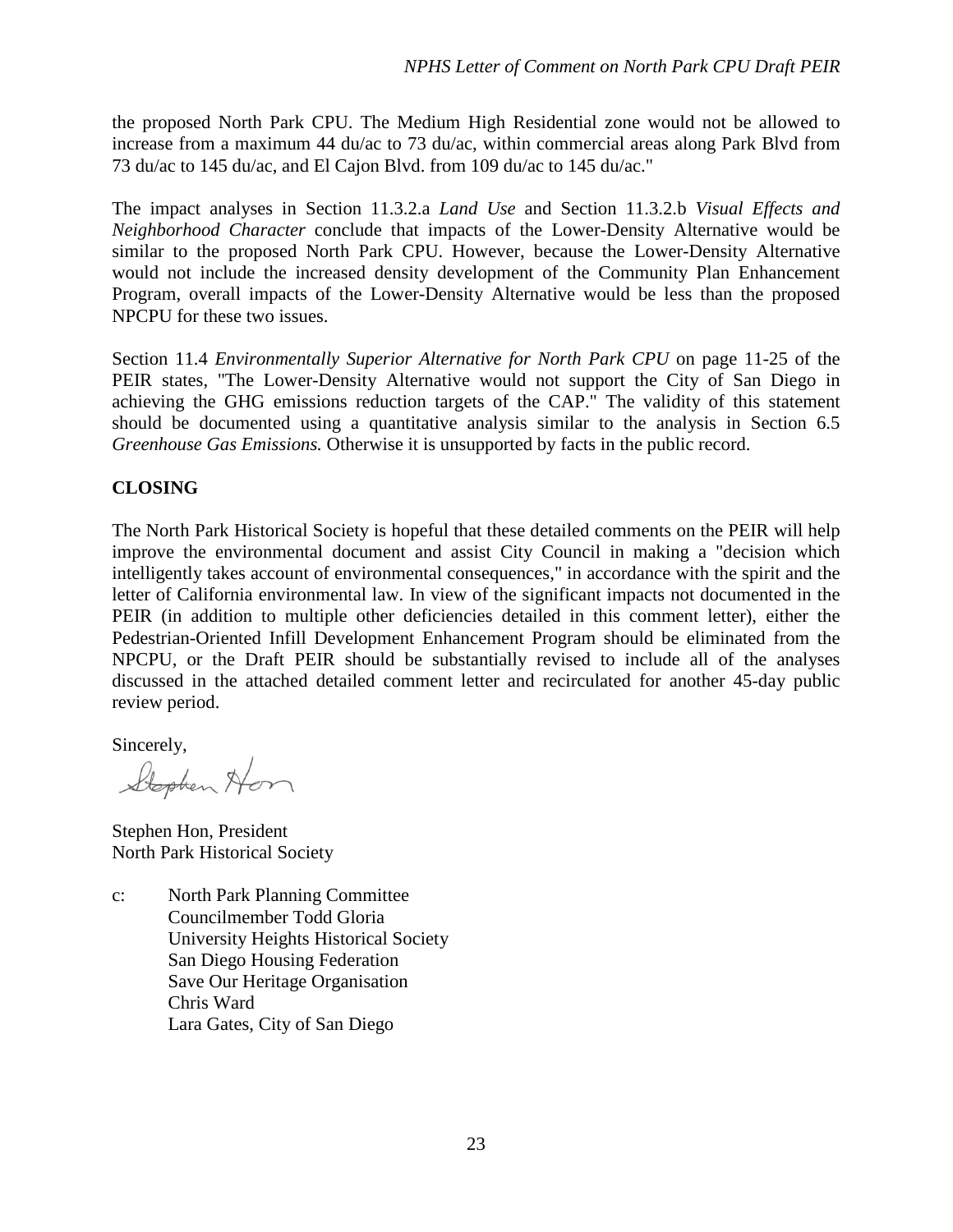the proposed North Park CPU. The Medium High Residential zone would not be allowed to increase from a maximum 44 du/ac to 73 du/ac, within commercial areas along Park Blvd from 73 du/ac to 145 du/ac, and El Cajon Blvd. from 109 du/ac to 145 du/ac."

The impact analyses in Section 11.3.2.a *Land Use* and Section 11.3.2.b *Visual Effects and Neighborhood Character* conclude that impacts of the Lower-Density Alternative would be similar to the proposed North Park CPU. However, because the Lower-Density Alternative would not include the increased density development of the Community Plan Enhancement Program, overall impacts of the Lower-Density Alternative would be less than the proposed NPCPU for these two issues.

Section 11.4 *Environmentally Superior Alternative for North Park CPU* on page 11-25 of the PEIR states, "The Lower-Density Alternative would not support the City of San Diego in achieving the GHG emissions reduction targets of the CAP." The validity of this statement should be documented using a quantitative analysis similar to the analysis in Section 6.5 *Greenhouse Gas Emissions.* Otherwise it is unsupported by facts in the public record.

**CLOSING**

The North Park Historical Society is hopeful that these detailed comments on the PEIR will help improve the environmental document and assist City Council in making a "decision which intelligently takes account of environmental consequences," in accordance with the spirit and the letter of California environmental law. In view of the significant impacts not documented in the PEIR (in addition to multiple other deficiencies detailed in this comment letter), either the Pedestrian-Oriented Infill Development Enhancement Program should be eliminated from the NPCPU, or the Draft PEIR should be substantially revised to include all of the analyses discussed in the attached detailed comment letter and recirculated for another 45-day public review period.

Sincerely,

Stephen Hon

Stephen Hon, President
North Park Historical Society

c: North Park Planning Committee
Councilmember Todd Gloria
University Heights Historical Society
San Diego Housing Federation
Save Our Heritage Organisation
Chris Ward
Lara Gates, City of San Diego